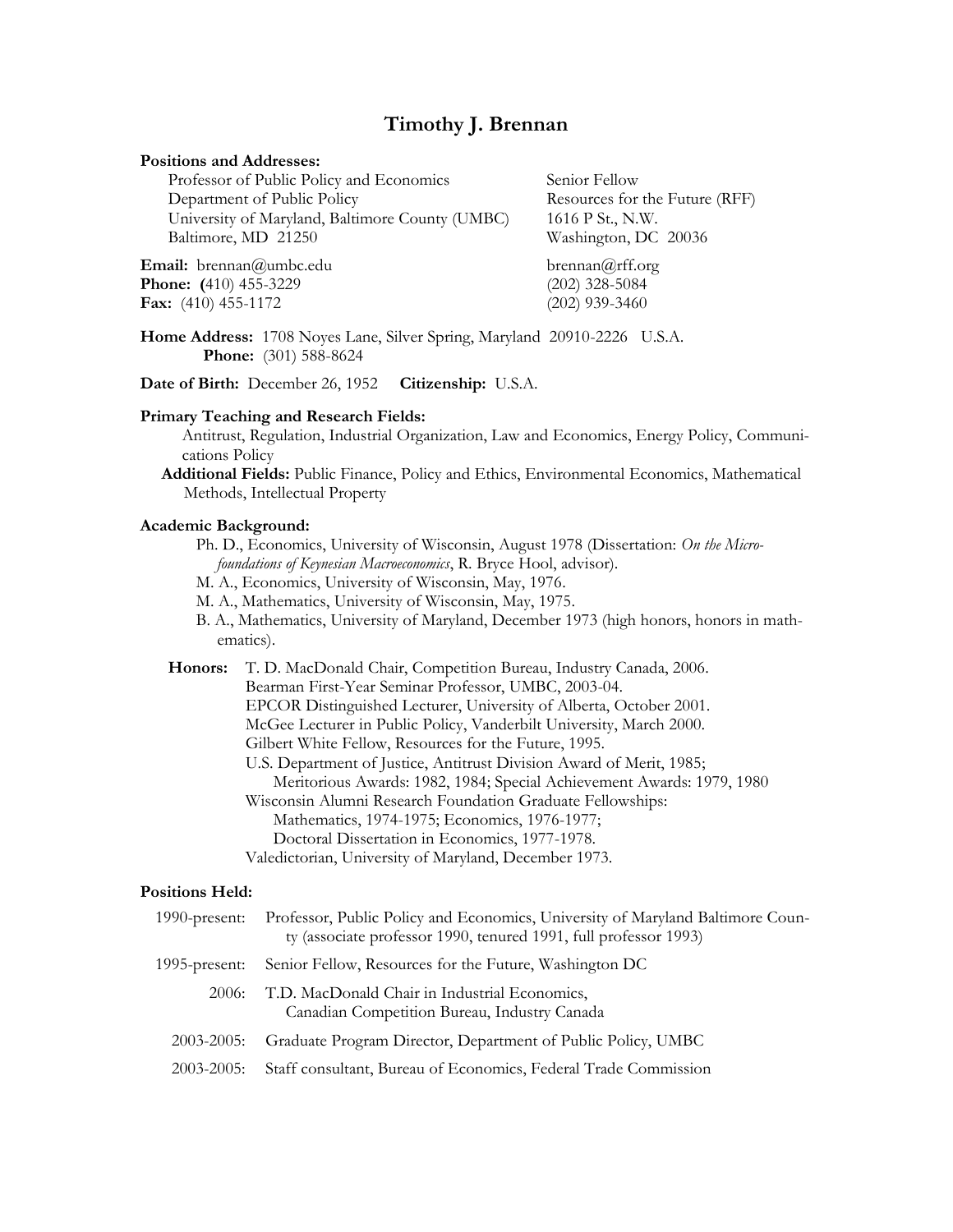# Timothy J. Brennan

**Positions and Addresses:**

Professor of Public Policy and Economics
Department of Public Policy
University of Maryland, Baltimore County (UMBC)
Baltimore, MD 21250

**Email:** brennan@umbc.edu
**Phone:** (410) 455-3229
**Fax:** (410) 455-1172

Senior Fellow
Resources for the Future (RFF)
1616 P St., N.W.
Washington, DC 20036

brennan@rff.org
(202) 328-5084
(202) 939-3460

**Home Address:** 1708 Noyes Lane, Silver Spring, Maryland 20910-2226 U.S.A.
**Phone:** (301) 588-8624

**Date of Birth:** December 26, 1952 **Citizenship:** U.S.A.

**Primary Teaching and Research Fields:**

Antitrust, Regulation, Industrial Organization, Law and Economics, Energy Policy, Communications Policy

**Additional Fields:** Public Finance, Policy and Ethics, Environmental Economics, Mathematical Methods, Intellectual Property

**Academic Background:**

- Ph. D., Economics, University of Wisconsin, August 1978 (Dissertation: *On the Microfoundations of Keynesian Macroeconomics*, R. Bryce Hool, advisor).
- M. A., Economics, University of Wisconsin, May, 1976.
- M. A., Mathematics, University of Wisconsin, May, 1975.
- B. A., Mathematics, University of Maryland, December 1973 (high honors, honors in mathematics).

**Honors:**

T. D. MacDonald Chair, Competition Bureau, Industry Canada, 2006.
Bearman First-Year Seminar Professor, UMBC, 2003-04.
EPCOR Distinguished Lecturer, University of Alberta, October 2001.
McGee Lecturer in Public Policy, Vanderbilt University, March 2000.
Gilbert White Fellow, Resources for the Future, 1995.
U.S. Department of Justice, Antitrust Division Award of Merit, 1985;
  Meritorious Awards: 1982, 1984; Special Achievement Awards: 1979, 1980
Wisconsin Alumni Research Foundation Graduate Fellowships:
  Mathematics, 1974-1975; Economics, 1976-1977;
  Doctoral Dissertation in Economics, 1977-1978.
Valedictorian, University of Maryland, December 1973.

**Positions Held:**

1990-present: Professor, Public Policy and Economics, University of Maryland Baltimore County (associate professor 1990, tenured 1991, full professor 1993)

1995-present: Senior Fellow, Resources for the Future, Washington DC

2006: T.D. MacDonald Chair in Industrial Economics, Canadian Competition Bureau, Industry Canada

2003-2005: Graduate Program Director, Department of Public Policy, UMBC

2003-2005: Staff consultant, Bureau of Economics, Federal Trade Commission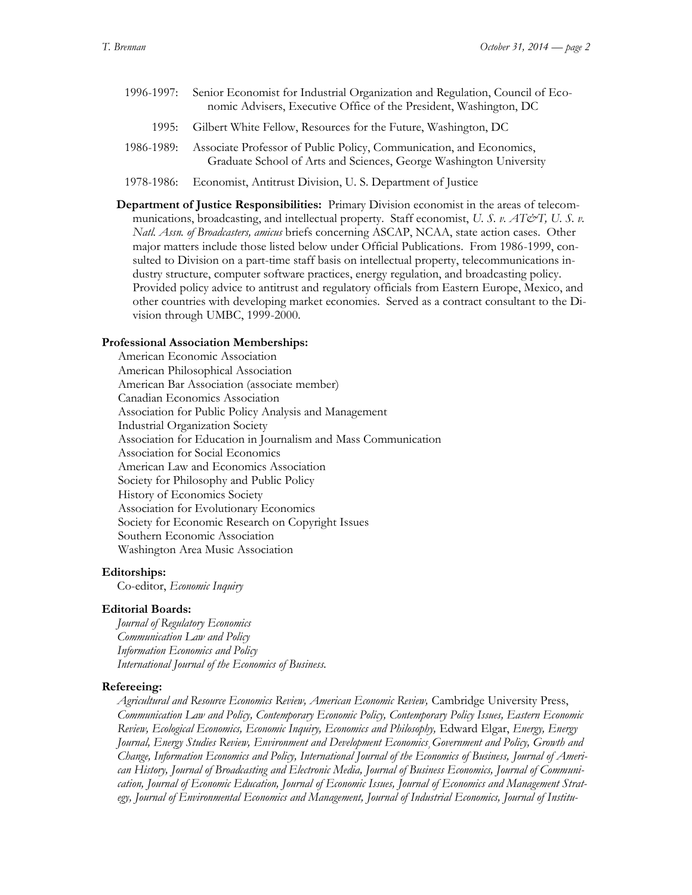1996-1997: Senior Economist for Industrial Organization and Regulation, Council of Economic Advisers, Executive Office of the President, Washington, DC

1995: Gilbert White Fellow, Resources for the Future, Washington, DC

1986-1989: Associate Professor of Public Policy, Communication, and Economics, Graduate School of Arts and Sciences, George Washington University

1978-1986: Economist, Antitrust Division, U. S. Department of Justice

**Department of Justice Responsibilities:** Primary Division economist in the areas of telecommunications, broadcasting, and intellectual property. Staff economist, *U. S. v. AT&T, U. S. v. Natl. Assn. of Broadcasters, amicus* briefs concerning ASCAP, NCAA, state action cases. Other major matters include those listed below under Official Publications. From 1986-1999, consulted to Division on a part-time staff basis on intellectual property, telecommunications industry structure, computer software practices, energy regulation, and broadcasting policy. Provided policy advice to antitrust and regulatory officials from Eastern Europe, Mexico, and other countries with developing market economies. Served as a contract consultant to the Division through UMBC, 1999-2000.

**Professional Association Memberships:**

American Economic Association
American Philosophical Association
American Bar Association (associate member)
Canadian Economics Association
Association for Public Policy Analysis and Management
Industrial Organization Society
Association for Education in Journalism and Mass Communication
Association for Social Economics
American Law and Economics Association
Society for Philosophy and Public Policy
History of Economics Society
Association for Evolutionary Economics
Society for Economic Research on Copyright Issues
Southern Economic Association
Washington Area Music Association

**Editorships:**

Co-editor, *Economic Inquiry*

**Editorial Boards:**

*Journal of Regulatory Economics*
*Communication Law and Policy*
*Information Economics and Policy*
*International Journal of the Economics of Business.*

**Refereeing:**

*Agricultural and Resource Economics Review, American Economic Review,* Cambridge University Press, *Communication Law and Policy, Contemporary Economic Policy, Contemporary Policy Issues, Eastern Economic Review, Ecological Economics, Economic Inquiry, Economics and Philosophy,* Edward Elgar, *Energy, Energy Journal, Energy Studies Review, Environment and Development Economics, Government and Policy, Growth and Change, Information Economics and Policy, International Journal of the Economics of Business, Journal of American History, Journal of Broadcasting and Electronic Media, Journal of Business Economics, Journal of Communication, Journal of Economic Education, Journal of Economic Issues, Journal of Economics and Management Strategy, Journal of Environmental Economics and Management, Journal of Industrial Economics, Journal of Institu-*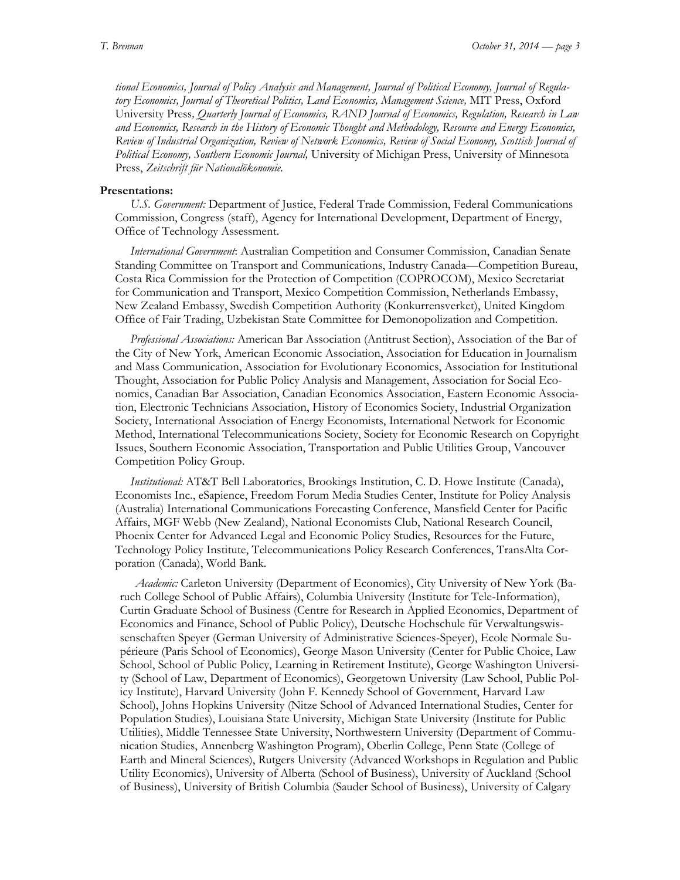*tional Economics, Journal of Policy Analysis and Management, Journal of Political Economy, Journal of Regulatory Economics, Journal of Theoretical Politics, Land Economics, Management Science,* MIT Press, Oxford University Press*, Quarterly Journal of Economics, RAND Journal of Economics, Regulation, Research in Law and Economics, Research in the History of Economic Thought and Methodology, Resource and Energy Economics, Review of Industrial Organization, Review of Network Economics, Review of Social Economy, Scottish Journal of Political Economy, Southern Economic Journal,* University of Michigan Press, University of Minnesota Press, *Zeitschrift für Nationalökonomie.*

**Presentations:**

*U.S. Government:* Department of Justice, Federal Trade Commission, Federal Communications Commission, Congress (staff), Agency for International Development, Department of Energy, Office of Technology Assessment.

*International Government*: Australian Competition and Consumer Commission, Canadian Senate Standing Committee on Transport and Communications, Industry Canada—Competition Bureau, Costa Rica Commission for the Protection of Competition (COPROCOM), Mexico Secretariat for Communication and Transport, Mexico Competition Commission, Netherlands Embassy, New Zealand Embassy, Swedish Competition Authority (Konkurrensverket), United Kingdom Office of Fair Trading, Uzbekistan State Committee for Demonopolization and Competition.

*Professional Associations:* American Bar Association (Antitrust Section), Association of the Bar of the City of New York, American Economic Association, Association for Education in Journalism and Mass Communication, Association for Evolutionary Economics, Association for Institutional Thought, Association for Public Policy Analysis and Management, Association for Social Economics, Canadian Bar Association, Canadian Economics Association, Eastern Economic Association, Electronic Technicians Association, History of Economics Society, Industrial Organization Society, International Association of Energy Economists, International Network for Economic Method, International Telecommunications Society, Society for Economic Research on Copyright Issues, Southern Economic Association, Transportation and Public Utilities Group, Vancouver Competition Policy Group.

*Institutional:* AT&T Bell Laboratories, Brookings Institution, C. D. Howe Institute (Canada), Economists Inc., eSapience, Freedom Forum Media Studies Center, Institute for Policy Analysis (Australia) International Communications Forecasting Conference, Mansfield Center for Pacific Affairs, MGF Webb (New Zealand), National Economists Club, National Research Council, Phoenix Center for Advanced Legal and Economic Policy Studies, Resources for the Future, Technology Policy Institute, Telecommunications Policy Research Conferences, TransAlta Corporation (Canada), World Bank.

*Academic:* Carleton University (Department of Economics), City University of New York (Baruch College School of Public Affairs), Columbia University (Institute for Tele-Information), Curtin Graduate School of Business (Centre for Research in Applied Economics, Department of Economics and Finance, School of Public Policy), Deutsche Hochschule für Verwaltungswissenschaften Speyer (German University of Administrative Sciences-Speyer), Ecole Normale Supérieure (Paris School of Economics), George Mason University (Center for Public Choice, Law School, School of Public Policy, Learning in Retirement Institute), George Washington University (School of Law, Department of Economics), Georgetown University (Law School, Public Policy Institute), Harvard University (John F. Kennedy School of Government, Harvard Law School), Johns Hopkins University (Nitze School of Advanced International Studies, Center for Population Studies), Louisiana State University, Michigan State University (Institute for Public Utilities), Middle Tennessee State University, Northwestern University (Department of Communication Studies, Annenberg Washington Program), Oberlin College, Penn State (College of Earth and Mineral Sciences), Rutgers University (Advanced Workshops in Regulation and Public Utility Economics), University of Alberta (School of Business), University of Auckland (School of Business), University of British Columbia (Sauder School of Business), University of Calgary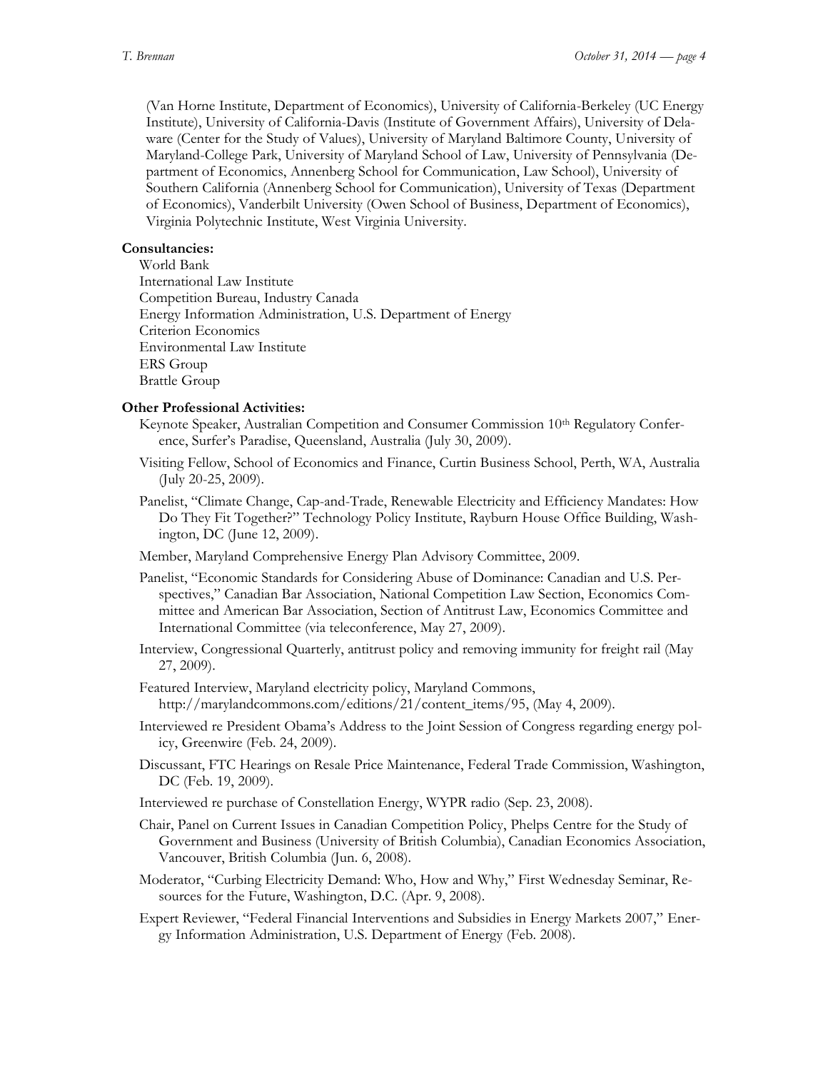(Van Horne Institute, Department of Economics), University of California-Berkeley (UC Energy Institute), University of California-Davis (Institute of Government Affairs), University of Delaware (Center for the Study of Values), University of Maryland Baltimore County, University of Maryland-College Park, University of Maryland School of Law, University of Pennsylvania (Department of Economics, Annenberg School for Communication, Law School), University of Southern California (Annenberg School for Communication), University of Texas (Department of Economics), Vanderbilt University (Owen School of Business, Department of Economics), Virginia Polytechnic Institute, West Virginia University.

**Consultancies:**

World Bank
International Law Institute
Competition Bureau, Industry Canada
Energy Information Administration, U.S. Department of Energy
Criterion Economics
Environmental Law Institute
ERS Group
Brattle Group

**Other Professional Activities:**

Keynote Speaker, Australian Competition and Consumer Commission 10th Regulatory Conference, Surfer's Paradise, Queensland, Australia (July 30, 2009).

Visiting Fellow, School of Economics and Finance, Curtin Business School, Perth, WA, Australia (July 20-25, 2009).

Panelist, "Climate Change, Cap-and-Trade, Renewable Electricity and Efficiency Mandates: How Do They Fit Together?" Technology Policy Institute, Rayburn House Office Building, Washington, DC (June 12, 2009).

Member, Maryland Comprehensive Energy Plan Advisory Committee, 2009.

Panelist, "Economic Standards for Considering Abuse of Dominance: Canadian and U.S. Perspectives," Canadian Bar Association, National Competition Law Section, Economics Committee and American Bar Association, Section of Antitrust Law, Economics Committee and International Committee (via teleconference, May 27, 2009).

Interview, Congressional Quarterly, antitrust policy and removing immunity for freight rail (May 27, 2009).

Featured Interview, Maryland electricity policy, Maryland Commons, http://marylandcommons.com/editions/21/content_items/95, (May 4, 2009).

Interviewed re President Obama's Address to the Joint Session of Congress regarding energy policy, Greenwire (Feb. 24, 2009).

Discussant, FTC Hearings on Resale Price Maintenance, Federal Trade Commission, Washington, DC (Feb. 19, 2009).

Interviewed re purchase of Constellation Energy, WYPR radio (Sep. 23, 2008).

Chair, Panel on Current Issues in Canadian Competition Policy, Phelps Centre for the Study of Government and Business (University of British Columbia), Canadian Economics Association, Vancouver, British Columbia (Jun. 6, 2008).

Moderator, "Curbing Electricity Demand: Who, How and Why," First Wednesday Seminar, Resources for the Future, Washington, D.C. (Apr. 9, 2008).

Expert Reviewer, "Federal Financial Interventions and Subsidies in Energy Markets 2007," Energy Information Administration, U.S. Department of Energy (Feb. 2008).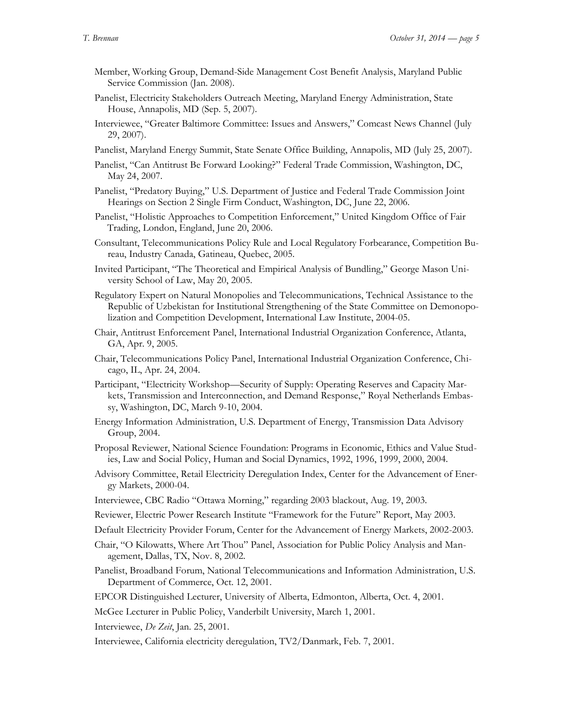Member, Working Group, Demand-Side Management Cost Benefit Analysis, Maryland Public Service Commission (Jan. 2008).

Panelist, Electricity Stakeholders Outreach Meeting, Maryland Energy Administration, State House, Annapolis, MD (Sep. 5, 2007).

Interviewee, "Greater Baltimore Committee: Issues and Answers," Comcast News Channel (July 29, 2007).

Panelist, Maryland Energy Summit, State Senate Office Building, Annapolis, MD (July 25, 2007).

Panelist, "Can Antitrust Be Forward Looking?" Federal Trade Commission, Washington, DC, May 24, 2007.

Panelist, "Predatory Buying," U.S. Department of Justice and Federal Trade Commission Joint Hearings on Section 2 Single Firm Conduct, Washington, DC, June 22, 2006.

Panelist, "Holistic Approaches to Competition Enforcement," United Kingdom Office of Fair Trading, London, England, June 20, 2006.

Consultant, Telecommunications Policy Rule and Local Regulatory Forbearance, Competition Bureau, Industry Canada, Gatineau, Quebec, 2005.

Invited Participant, "The Theoretical and Empirical Analysis of Bundling," George Mason University School of Law, May 20, 2005.

Regulatory Expert on Natural Monopolies and Telecommunications, Technical Assistance to the Republic of Uzbekistan for Institutional Strengthening of the State Committee on Demonopolization and Competition Development, International Law Institute, 2004-05.

Chair, Antitrust Enforcement Panel, International Industrial Organization Conference, Atlanta, GA, Apr. 9, 2005.

Chair, Telecommunications Policy Panel, International Industrial Organization Conference, Chicago, IL, Apr. 24, 2004.

Participant, "Electricity Workshop—Security of Supply: Operating Reserves and Capacity Markets, Transmission and Interconnection, and Demand Response," Royal Netherlands Embassy, Washington, DC, March 9-10, 2004.

Energy Information Administration, U.S. Department of Energy, Transmission Data Advisory Group, 2004.

Proposal Reviewer, National Science Foundation: Programs in Economic, Ethics and Value Studies, Law and Social Policy, Human and Social Dynamics, 1992, 1996, 1999, 2000, 2004.

Advisory Committee, Retail Electricity Deregulation Index, Center for the Advancement of Energy Markets, 2000-04.

Interviewee, CBC Radio "Ottawa Morning," regarding 2003 blackout, Aug. 19, 2003.

Reviewer, Electric Power Research Institute "Framework for the Future" Report, May 2003.

Default Electricity Provider Forum, Center for the Advancement of Energy Markets, 2002-2003.

Chair, "O Kilowatts, Where Art Thou" Panel, Association for Public Policy Analysis and Management, Dallas, TX, Nov. 8, 2002.

Panelist, Broadband Forum, National Telecommunications and Information Administration, U.S. Department of Commerce, Oct. 12, 2001.

EPCOR Distinguished Lecturer, University of Alberta, Edmonton, Alberta, Oct. 4, 2001.

McGee Lecturer in Public Policy, Vanderbilt University, March 1, 2001.

Interviewee, *De Zeit*, Jan. 25, 2001.

Interviewee, California electricity deregulation, TV2/Danmark, Feb. 7, 2001.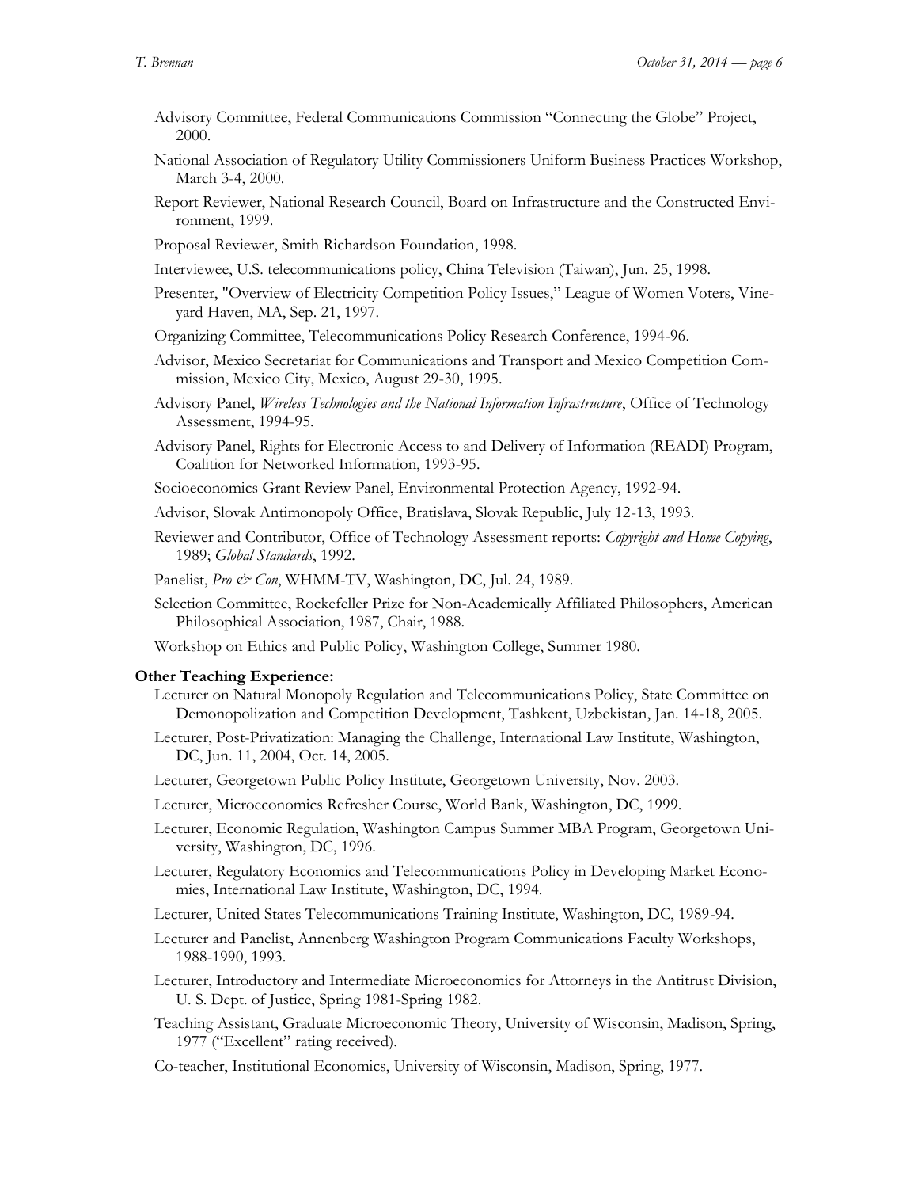Advisory Committee, Federal Communications Commission "Connecting the Globe" Project, 2000.

National Association of Regulatory Utility Commissioners Uniform Business Practices Workshop, March 3-4, 2000.

Report Reviewer, National Research Council, Board on Infrastructure and the Constructed Environment, 1999.

Proposal Reviewer, Smith Richardson Foundation, 1998.

Interviewee, U.S. telecommunications policy, China Television (Taiwan), Jun. 25, 1998.

Presenter, "Overview of Electricity Competition Policy Issues," League of Women Voters, Vineyard Haven, MA, Sep. 21, 1997.

Organizing Committee, Telecommunications Policy Research Conference, 1994-96.

Advisor, Mexico Secretariat for Communications and Transport and Mexico Competition Commission, Mexico City, Mexico, August 29-30, 1995.

Advisory Panel, *Wireless Technologies and the National Information Infrastructure*, Office of Technology Assessment, 1994-95.

Advisory Panel, Rights for Electronic Access to and Delivery of Information (READI) Program, Coalition for Networked Information, 1993-95.

Socioeconomics Grant Review Panel, Environmental Protection Agency, 1992-94.

Advisor, Slovak Antimonopoly Office, Bratislava, Slovak Republic, July 12-13, 1993.

Reviewer and Contributor, Office of Technology Assessment reports: *Copyright and Home Copying*, 1989; *Global Standards*, 1992.

Panelist, *Pro & Con*, WHMM-TV, Washington, DC, Jul. 24, 1989.

Selection Committee, Rockefeller Prize for Non-Academically Affiliated Philosophers, American Philosophical Association, 1987, Chair, 1988.

Workshop on Ethics and Public Policy, Washington College, Summer 1980.

**Other Teaching Experience:**

Lecturer on Natural Monopoly Regulation and Telecommunications Policy, State Committee on Demonopolization and Competition Development, Tashkent, Uzbekistan, Jan. 14-18, 2005.

Lecturer, Post-Privatization: Managing the Challenge, International Law Institute, Washington, DC, Jun. 11, 2004, Oct. 14, 2005.

Lecturer, Georgetown Public Policy Institute, Georgetown University, Nov. 2003.

Lecturer, Microeconomics Refresher Course, World Bank, Washington, DC, 1999.

Lecturer, Economic Regulation, Washington Campus Summer MBA Program, Georgetown University, Washington, DC, 1996.

Lecturer, Regulatory Economics and Telecommunications Policy in Developing Market Economies, International Law Institute, Washington, DC, 1994.

Lecturer, United States Telecommunications Training Institute, Washington, DC, 1989-94.

Lecturer and Panelist, Annenberg Washington Program Communications Faculty Workshops, 1988-1990, 1993.

Lecturer, Introductory and Intermediate Microeconomics for Attorneys in the Antitrust Division, U. S. Dept. of Justice, Spring 1981-Spring 1982.

Teaching Assistant, Graduate Microeconomic Theory, University of Wisconsin, Madison, Spring, 1977 ("Excellent" rating received).

Co-teacher, Institutional Economics, University of Wisconsin, Madison, Spring, 1977.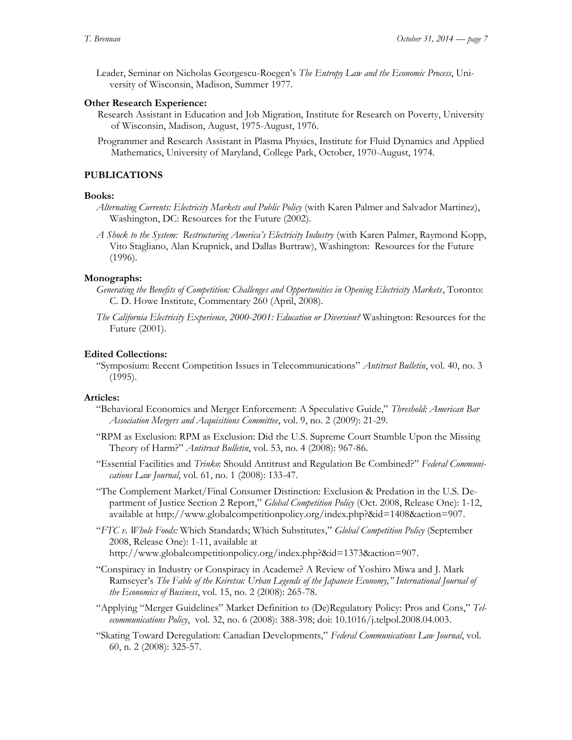Leader, Seminar on Nicholas Georgescu-Roegen's *The Entropy Law and the Economic Process*, University of Wisconsin, Madison, Summer 1977.

**Other Research Experience:**

Research Assistant in Education and Job Migration, Institute for Research on Poverty, University of Wisconsin, Madison, August, 1975-August, 1976.

Programmer and Research Assistant in Plasma Physics, Institute for Fluid Dynamics and Applied Mathematics, University of Maryland, College Park, October, 1970-August, 1974.

## PUBLICATIONS

**Books:**

*Alternating Currents: Electricity Markets and Public Policy* (with Karen Palmer and Salvador Martinez), Washington, DC: Resources for the Future (2002).

*A Shock to the System: Restructuring America's Electricity Industry* (with Karen Palmer, Raymond Kopp, Vito Stagliano, Alan Krupnick, and Dallas Burtraw), Washington: Resources for the Future (1996).

**Monographs:**

*Generating the Benefits of Competition: Challenges and Opportunities in Opening Electricity Markets*, Toronto: C. D. Howe Institute, Commentary 260 (April, 2008).

*The California Electricity Experience, 2000-2001: Education or Diversion?* Washington: Resources for the Future (2001).

**Edited Collections:**

"Symposium: Recent Competition Issues in Telecommunications" *Antitrust Bulletin*, vol. 40, no. 3 (1995).

**Articles:**

"Behavioral Economics and Merger Enforcement: A Speculative Guide," *Threshold: American Bar Association Mergers and Acquisitions Committee*, vol. 9, no. 2 (2009): 21-29.

"RPM as Exclusion: RPM as Exclusion: Did the U.S. Supreme Court Stumble Upon the Missing Theory of Harm?" *Antitrust Bulletin*, vol. 53, no. 4 (2008): 967-86.

"Essential Facilities and *Trinko*: Should Antitrust and Regulation Be Combined?" *Federal Communications Law Journal*, vol. 61, no. 1 (2008): 133-47.

"The Complement Market/Final Consumer Distinction: Exclusion & Predation in the U.S. Department of Justice Section 2 Report," *Global Competition Policy* (Oct. 2008, Release One): 1-12, available at http://www.globalcompetitionpolicy.org/index.php?&id=1408&action=907.

"*FTC v. Whole Foods:* Which Standards; Which Substitutes," *Global Competition Policy* (September 2008, Release One): 1-11, available at http://www.globalcompetitionpolicy.org/index.php?&id=1373&action=907.

"Conspiracy in Industry or Conspiracy in Academe? A Review of Yoshiro Miwa and J. Mark Ramseyer's *The Fable of the Keiretsu: Urban Legends of the Japanese Economy," International Journal of the Economics of Business*, vol. 15, no. 2 (2008): 265-78.

"Applying "Merger Guidelines" Market Definition to (De)Regulatory Policy: Pros and Cons," *Telecommunications Policy*, vol. 32, no. 6 (2008): 388-398; doi: 10.1016/j.telpol.2008.04.003.

"Skating Toward Deregulation: Canadian Developments," *Federal Communications Law Journal*, vol. 60, n. 2 (2008): 325-57.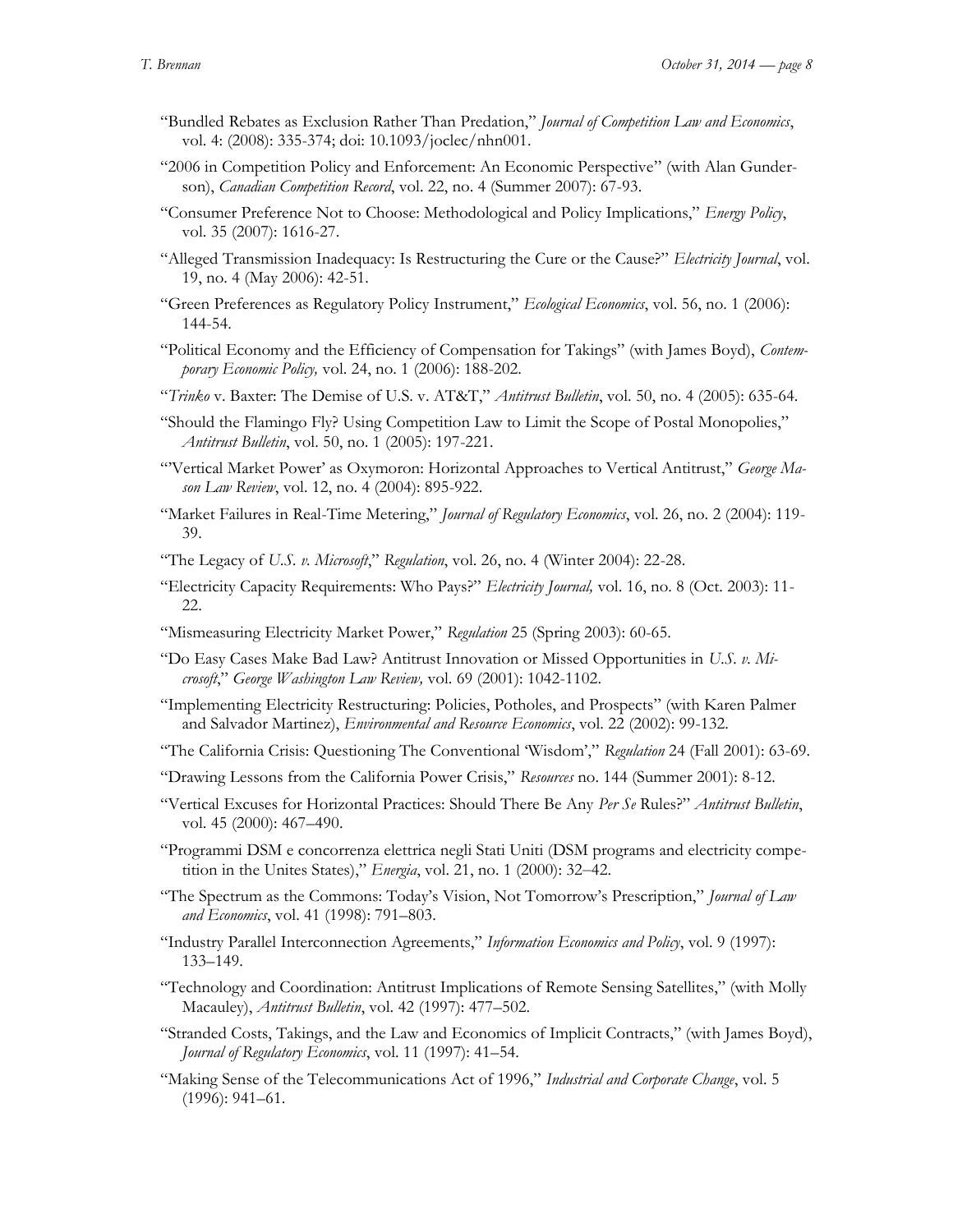"Bundled Rebates as Exclusion Rather Than Predation," *Journal of Competition Law and Economics*, vol. 4: (2008): 335-374; doi: 10.1093/joclec/nhn001.

"2006 in Competition Policy and Enforcement: An Economic Perspective" (with Alan Gunderson), *Canadian Competition Record*, vol. 22, no. 4 (Summer 2007): 67-93.

"Consumer Preference Not to Choose: Methodological and Policy Implications," *Energy Policy*, vol. 35 (2007): 1616-27.

"Alleged Transmission Inadequacy: Is Restructuring the Cure or the Cause?" *Electricity Journal*, vol. 19, no. 4 (May 2006): 42-51.

"Green Preferences as Regulatory Policy Instrument," *Ecological Economics*, vol. 56, no. 1 (2006): 144-54.

"Political Economy and the Efficiency of Compensation for Takings" (with James Boyd), *Contemporary Economic Policy,* vol. 24, no. 1 (2006): 188-202.

"*Trinko* v. Baxter: The Demise of U.S. v. AT&T," *Antitrust Bulletin*, vol. 50, no. 4 (2005): 635-64.

"Should the Flamingo Fly? Using Competition Law to Limit the Scope of Postal Monopolies," *Antitrust Bulletin*, vol. 50, no. 1 (2005): 197-221.

"'Vertical Market Power' as Oxymoron: Horizontal Approaches to Vertical Antitrust," *George Mason Law Review*, vol. 12, no. 4 (2004): 895-922.

"Market Failures in Real-Time Metering," *Journal of Regulatory Economics*, vol. 26, no. 2 (2004): 119-39.

"The Legacy of *U.S. v. Microsoft*," *Regulation*, vol. 26, no. 4 (Winter 2004): 22-28.

"Electricity Capacity Requirements: Who Pays?" *Electricity Journal,* vol. 16, no. 8 (Oct. 2003): 11-22.

"Mismeasuring Electricity Market Power," *Regulation* 25 (Spring 2003): 60-65.

"Do Easy Cases Make Bad Law? Antitrust Innovation or Missed Opportunities in *U.S. v. Microsoft*," *George Washington Law Review,* vol. 69 (2001): 1042-1102.

"Implementing Electricity Restructuring: Policies, Potholes, and Prospects" (with Karen Palmer and Salvador Martinez), *Environmental and Resource Economics*, vol. 22 (2002): 99-132.

"The California Crisis: Questioning The Conventional 'Wisdom'," *Regulation* 24 (Fall 2001): 63-69.

"Drawing Lessons from the California Power Crisis," *Resources* no. 144 (Summer 2001): 8-12.

"Vertical Excuses for Horizontal Practices: Should There Be Any *Per Se* Rules?" *Antitrust Bulletin*, vol. 45 (2000): 467–490.

"Programmi DSM e concorrenza elettrica negli Stati Uniti (DSM programs and electricity competition in the Unites States)," *Energia*, vol. 21, no. 1 (2000): 32–42.

"The Spectrum as the Commons: Today's Vision, Not Tomorrow's Prescription," *Journal of Law and Economics*, vol. 41 (1998): 791–803.

"Industry Parallel Interconnection Agreements," *Information Economics and Policy*, vol. 9 (1997): 133–149.

"Technology and Coordination: Antitrust Implications of Remote Sensing Satellites," (with Molly Macauley), *Antitrust Bulletin*, vol. 42 (1997): 477–502.

"Stranded Costs, Takings, and the Law and Economics of Implicit Contracts," (with James Boyd), *Journal of Regulatory Economics*, vol. 11 (1997): 41–54.

"Making Sense of the Telecommunications Act of 1996," *Industrial and Corporate Change*, vol. 5 (1996): 941–61.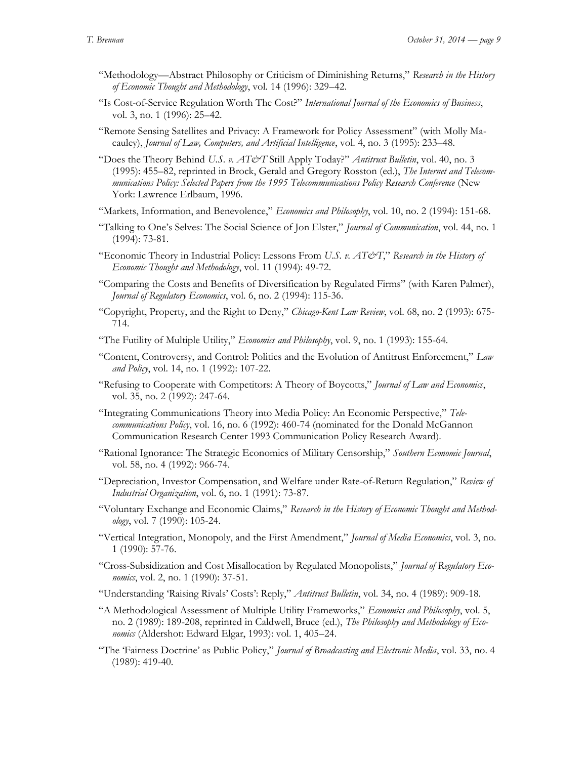"Methodology—Abstract Philosophy or Criticism of Diminishing Returns," *Research in the History of Economic Thought and Methodology*, vol. 14 (1996): 329–42.

"Is Cost-of-Service Regulation Worth The Cost?" *International Journal of the Economics of Business*, vol. 3, no. 1 (1996): 25–42.

"Remote Sensing Satellites and Privacy: A Framework for Policy Assessment" (with Molly Macauley), *Journal of Law, Computers, and Artificial Intelligence*, vol. 4, no. 3 (1995): 233–48.

"Does the Theory Behind *U.S. v. AT&T* Still Apply Today?" *Antitrust Bulletin*, vol. 40, no. 3 (1995): 455–82, reprinted in Brock, Gerald and Gregory Rosston (ed.), *The Internet and Telecommunications Policy: Selected Papers from the 1995 Telecommunications Policy Research Conference* (New York: Lawrence Erlbaum, 1996.

"Markets, Information, and Benevolence," *Economics and Philosophy*, vol. 10, no. 2 (1994): 151-68.

"Talking to One's Selves: The Social Science of Jon Elster," *Journal of Communication*, vol. 44, no. 1 (1994): 73-81.

"Economic Theory in Industrial Policy: Lessons From *U.S. v. AT&T*," *Research in the History of Economic Thought and Methodology*, vol. 11 (1994): 49-72.

"Comparing the Costs and Benefits of Diversification by Regulated Firms" (with Karen Palmer), *Journal of Regulatory Economics*, vol. 6, no. 2 (1994): 115-36.

"Copyright, Property, and the Right to Deny," *Chicago-Kent Law Review*, vol. 68, no. 2 (1993): 675-714.

"The Futility of Multiple Utility," *Economics and Philosophy*, vol. 9, no. 1 (1993): 155-64.

"Content, Controversy, and Control: Politics and the Evolution of Antitrust Enforcement," *Law and Policy*, vol. 14, no. 1 (1992): 107-22.

"Refusing to Cooperate with Competitors: A Theory of Boycotts," *Journal of Law and Economics*, vol. 35, no. 2 (1992): 247-64.

"Integrating Communications Theory into Media Policy: An Economic Perspective," *Telecommunications Policy*, vol. 16, no. 6 (1992): 460-74 (nominated for the Donald McGannon Communication Research Center 1993 Communication Policy Research Award).

"Rational Ignorance: The Strategic Economics of Military Censorship," *Southern Economic Journal*, vol. 58, no. 4 (1992): 966-74.

"Depreciation, Investor Compensation, and Welfare under Rate-of-Return Regulation," *Review of Industrial Organization*, vol. 6, no. 1 (1991): 73-87.

"Voluntary Exchange and Economic Claims," *Research in the History of Economic Thought and Methodology*, vol. 7 (1990): 105-24.

"Vertical Integration, Monopoly, and the First Amendment," *Journal of Media Economics*, vol. 3, no. 1 (1990): 57-76.

"Cross-Subsidization and Cost Misallocation by Regulated Monopolists," *Journal of Regulatory Economics*, vol. 2, no. 1 (1990): 37-51.

"Understanding 'Raising Rivals' Costs': Reply," *Antitrust Bulletin*, vol. 34, no. 4 (1989): 909-18.

"A Methodological Assessment of Multiple Utility Frameworks," *Economics and Philosophy*, vol. 5, no. 2 (1989): 189-208, reprinted in Caldwell, Bruce (ed.), *The Philosophy and Methodology of Economics* (Aldershot: Edward Elgar, 1993): vol. 1, 405–24.

"The 'Fairness Doctrine' as Public Policy," *Journal of Broadcasting and Electronic Media*, vol. 33, no. 4 (1989): 419-40.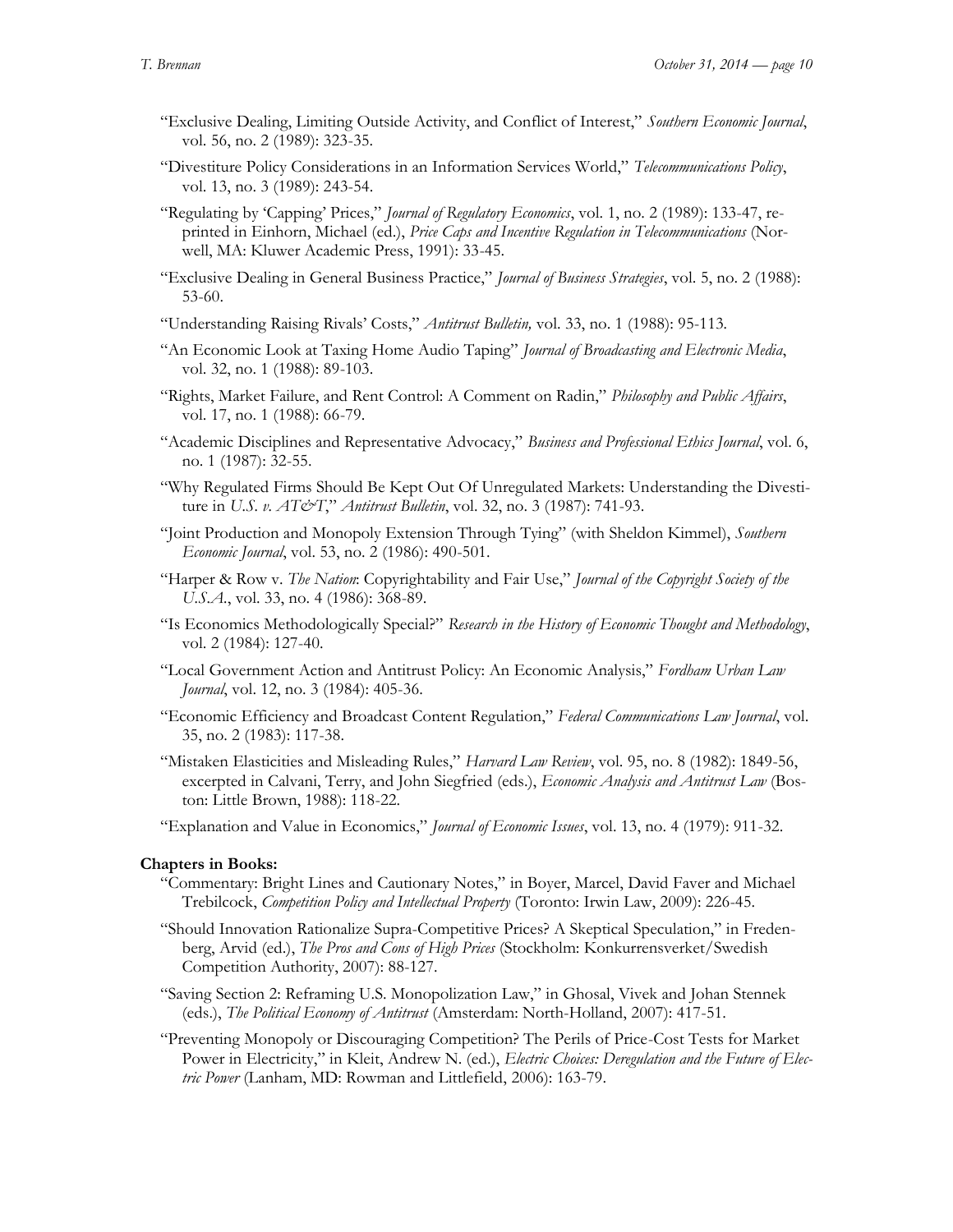"Exclusive Dealing, Limiting Outside Activity, and Conflict of Interest," *Southern Economic Journal*, vol. 56, no. 2 (1989): 323-35.

"Divestiture Policy Considerations in an Information Services World," *Telecommunications Policy*, vol. 13, no. 3 (1989): 243-54.

"Regulating by 'Capping' Prices," *Journal of Regulatory Economics*, vol. 1, no. 2 (1989): 133-47, reprinted in Einhorn, Michael (ed.), *Price Caps and Incentive Regulation in Telecommunications* (Norwell, MA: Kluwer Academic Press, 1991): 33-45.

"Exclusive Dealing in General Business Practice," *Journal of Business Strategies*, vol. 5, no. 2 (1988): 53-60.

"Understanding Raising Rivals' Costs," *Antitrust Bulletin,* vol. 33, no. 1 (1988): 95-113.

"An Economic Look at Taxing Home Audio Taping" *Journal of Broadcasting and Electronic Media*, vol. 32, no. 1 (1988): 89-103.

"Rights, Market Failure, and Rent Control: A Comment on Radin," *Philosophy and Public Affairs*, vol. 17, no. 1 (1988): 66-79.

"Academic Disciplines and Representative Advocacy," *Business and Professional Ethics Journal*, vol. 6, no. 1 (1987): 32-55.

"Why Regulated Firms Should Be Kept Out Of Unregulated Markets: Understanding the Divestiture in *U.S. v. AT&T*," *Antitrust Bulletin*, vol. 32, no. 3 (1987): 741-93.

"Joint Production and Monopoly Extension Through Tying" (with Sheldon Kimmel), *Southern Economic Journal*, vol. 53, no. 2 (1986): 490-501.

"Harper & Row v. *The Nation*: Copyrightability and Fair Use," *Journal of the Copyright Society of the U.S.A.*, vol. 33, no. 4 (1986): 368-89.

"Is Economics Methodologically Special?" *Research in the History of Economic Thought and Methodology*, vol. 2 (1984): 127-40.

"Local Government Action and Antitrust Policy: An Economic Analysis," *Fordham Urban Law Journal*, vol. 12, no. 3 (1984): 405-36.

"Economic Efficiency and Broadcast Content Regulation," *Federal Communications Law Journal*, vol. 35, no. 2 (1983): 117-38.

"Mistaken Elasticities and Misleading Rules," *Harvard Law Review*, vol. 95, no. 8 (1982): 1849-56, excerpted in Calvani, Terry, and John Siegfried (eds.), *Economic Analysis and Antitrust Law* (Boston: Little Brown, 1988): 118-22.

"Explanation and Value in Economics," *Journal of Economic Issues*, vol. 13, no. 4 (1979): 911-32.

**Chapters in Books:**

"Commentary: Bright Lines and Cautionary Notes," in Boyer, Marcel, David Faver and Michael Trebilcock, *Competition Policy and Intellectual Property* (Toronto: Irwin Law, 2009): 226-45.

"Should Innovation Rationalize Supra-Competitive Prices? A Skeptical Speculation," in Fredenberg, Arvid (ed.), *The Pros and Cons of High Prices* (Stockholm: Konkurrensverket/Swedish Competition Authority, 2007): 88-127.

"Saving Section 2: Reframing U.S. Monopolization Law," in Ghosal, Vivek and Johan Stennek (eds.), *The Political Economy of Antitrust* (Amsterdam: North-Holland, 2007): 417-51.

"Preventing Monopoly or Discouraging Competition? The Perils of Price-Cost Tests for Market Power in Electricity," in Kleit, Andrew N. (ed.), *Electric Choices: Deregulation and the Future of Electric Power* (Lanham, MD: Rowman and Littlefield, 2006): 163-79.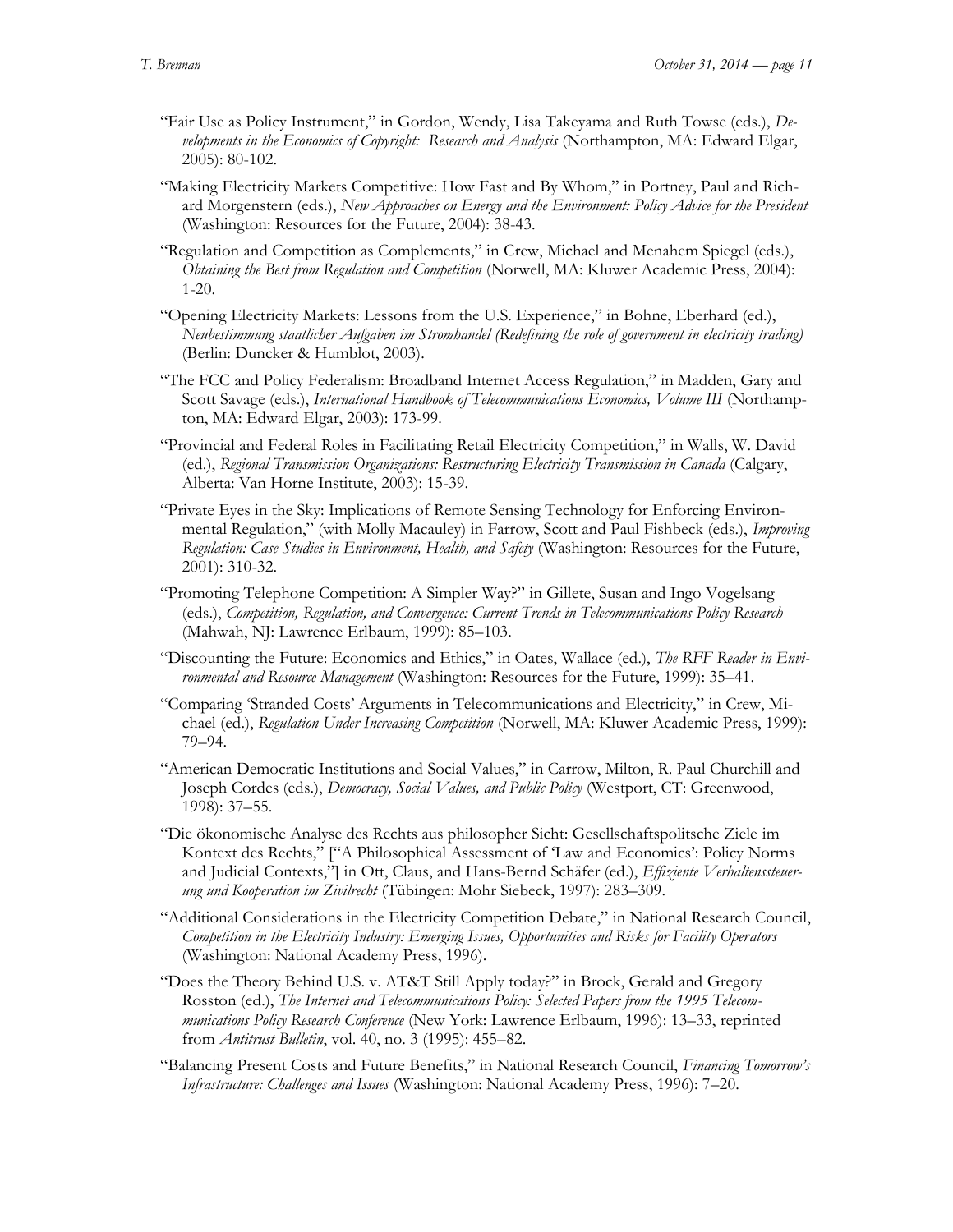"Fair Use as Policy Instrument," in Gordon, Wendy, Lisa Takeyama and Ruth Towse (eds.), *Developments in the Economics of Copyright: Research and Analysis* (Northampton, MA: Edward Elgar, 2005): 80-102.

"Making Electricity Markets Competitive: How Fast and By Whom," in Portney, Paul and Richard Morgenstern (eds.), *New Approaches on Energy and the Environment: Policy Advice for the President* (Washington: Resources for the Future, 2004): 38-43.

"Regulation and Competition as Complements," in Crew, Michael and Menahem Spiegel (eds.), *Obtaining the Best from Regulation and Competition* (Norwell, MA: Kluwer Academic Press, 2004): 1-20.

"Opening Electricity Markets: Lessons from the U.S. Experience," in Bohne, Eberhard (ed.), *Neubestimmung staatlicher Aufgaben im Stromhandel (Redefining the role of government in electricity trading)* (Berlin: Duncker & Humblot, 2003).

"The FCC and Policy Federalism: Broadband Internet Access Regulation," in Madden, Gary and Scott Savage (eds.), *International Handbook of Telecommunications Economics, Volume III* (Northampton, MA: Edward Elgar, 2003): 173-99.

"Provincial and Federal Roles in Facilitating Retail Electricity Competition," in Walls, W. David (ed.), *Regional Transmission Organizations: Restructuring Electricity Transmission in Canada* (Calgary, Alberta: Van Horne Institute, 2003): 15-39.

"Private Eyes in the Sky: Implications of Remote Sensing Technology for Enforcing Environmental Regulation," (with Molly Macauley) in Farrow, Scott and Paul Fishbeck (eds.), *Improving Regulation: Case Studies in Environment, Health, and Safety* (Washington: Resources for the Future, 2001): 310-32.

"Promoting Telephone Competition: A Simpler Way?" in Gillete, Susan and Ingo Vogelsang (eds.), *Competition, Regulation, and Convergence: Current Trends in Telecommunications Policy Research* (Mahwah, NJ: Lawrence Erlbaum, 1999): 85–103.

"Discounting the Future: Economics and Ethics," in Oates, Wallace (ed.), *The RFF Reader in Environmental and Resource Management* (Washington: Resources for the Future, 1999): 35–41.

"Comparing 'Stranded Costs' Arguments in Telecommunications and Electricity," in Crew, Michael (ed.), *Regulation Under Increasing Competition* (Norwell, MA: Kluwer Academic Press, 1999): 79–94.

"American Democratic Institutions and Social Values," in Carrow, Milton, R. Paul Churchill and Joseph Cordes (eds.), *Democracy, Social Values, and Public Policy* (Westport, CT: Greenwood, 1998): 37–55.

"Die ökonomische Analyse des Rechts aus philosopher Sicht: Gesellschaftspolitsche Ziele im Kontext des Rechts," ["A Philosophical Assessment of 'Law and Economics': Policy Norms and Judicial Contexts,"] in Ott, Claus, and Hans-Bernd Schäfer (ed.), *Effiziente Verhaltenssteuerung und Kooperation im Zivilrecht* (Tübingen: Mohr Siebeck, 1997): 283–309.

"Additional Considerations in the Electricity Competition Debate," in National Research Council, *Competition in the Electricity Industry: Emerging Issues, Opportunities and Risks for Facility Operators* (Washington: National Academy Press, 1996).

"Does the Theory Behind U.S. v. AT&T Still Apply today?" in Brock, Gerald and Gregory Rosston (ed.), *The Internet and Telecommunications Policy: Selected Papers from the 1995 Telecommunications Policy Research Conference* (New York: Lawrence Erlbaum, 1996): 13–33, reprinted from *Antitrust Bulletin*, vol. 40, no. 3 (1995): 455–82.

"Balancing Present Costs and Future Benefits," in National Research Council, *Financing Tomorrow's Infrastructure: Challenges and Issues* (Washington: National Academy Press, 1996): 7–20.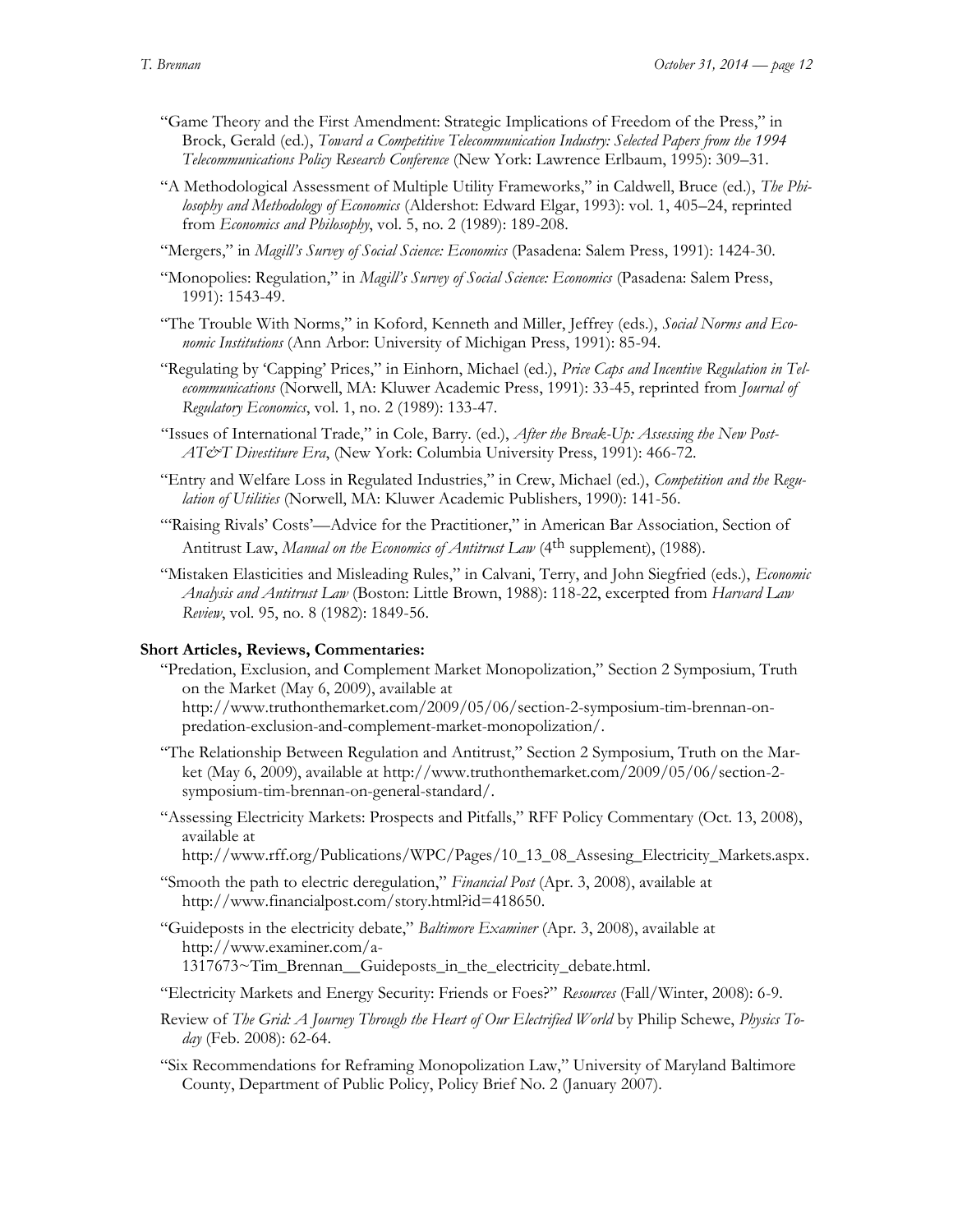"Game Theory and the First Amendment: Strategic Implications of Freedom of the Press," in Brock, Gerald (ed.), *Toward a Competitive Telecommunication Industry: Selected Papers from the 1994 Telecommunications Policy Research Conference* (New York: Lawrence Erlbaum, 1995): 309–31.

"A Methodological Assessment of Multiple Utility Frameworks," in Caldwell, Bruce (ed.), *The Philosophy and Methodology of Economics* (Aldershot: Edward Elgar, 1993): vol. 1, 405–24, reprinted from *Economics and Philosophy*, vol. 5, no. 2 (1989): 189-208.

"Mergers," in *Magill's Survey of Social Science: Economics* (Pasadena: Salem Press, 1991): 1424-30.

"Monopolies: Regulation," in *Magill's Survey of Social Science: Economics* (Pasadena: Salem Press, 1991): 1543-49.

"The Trouble With Norms," in Koford, Kenneth and Miller, Jeffrey (eds.), *Social Norms and Economic Institutions* (Ann Arbor: University of Michigan Press, 1991): 85-94.

"Regulating by 'Capping' Prices," in Einhorn, Michael (ed.), *Price Caps and Incentive Regulation in Telecommunications* (Norwell, MA: Kluwer Academic Press, 1991): 33-45, reprinted from *Journal of Regulatory Economics*, vol. 1, no. 2 (1989): 133-47.

"Issues of International Trade," in Cole, Barry. (ed.), *After the Break-Up: Assessing the New Post-AT&T Divestiture Era*, (New York: Columbia University Press, 1991): 466-72.

"Entry and Welfare Loss in Regulated Industries," in Crew, Michael (ed.), *Competition and the Regulation of Utilities* (Norwell, MA: Kluwer Academic Publishers, 1990): 141-56.

"'Raising Rivals' Costs'—Advice for the Practitioner," in American Bar Association, Section of Antitrust Law, *Manual on the Economics of Antitrust Law* (4th supplement), (1988).

"Mistaken Elasticities and Misleading Rules," in Calvani, Terry, and John Siegfried (eds.), *Economic Analysis and Antitrust Law* (Boston: Little Brown, 1988): 118-22, excerpted from *Harvard Law Review*, vol. 95, no. 8 (1982): 1849-56.

**Short Articles, Reviews, Commentaries:**

"Predation, Exclusion, and Complement Market Monopolization," Section 2 Symposium, Truth on the Market (May 6, 2009), available at http://www.truthonthemarket.com/2009/05/06/section-2-symposium-tim-brennan-on-predation-exclusion-and-complement-market-monopolization/.

"The Relationship Between Regulation and Antitrust," Section 2 Symposium, Truth on the Market (May 6, 2009), available at http://www.truthonthemarket.com/2009/05/06/section-2-symposium-tim-brennan-on-general-standard/.

"Assessing Electricity Markets: Prospects and Pitfalls," RFF Policy Commentary (Oct. 13, 2008), available at http://www.rff.org/Publications/WPC/Pages/10_13_08_Assesing_Electricity_Markets.aspx.

"Smooth the path to electric deregulation," *Financial Post* (Apr. 3, 2008), available at http://www.financialpost.com/story.html?id=418650.

"Guideposts in the electricity debate," *Baltimore Examiner* (Apr. 3, 2008), available at http://www.examiner.com/a-1317673~Tim_Brennan__Guideposts_in_the_electricity_debate.html.

"Electricity Markets and Energy Security: Friends or Foes?" *Resources* (Fall/Winter, 2008): 6-9.

Review of *The Grid: A Journey Through the Heart of Our Electrified World* by Philip Schewe, *Physics Today* (Feb. 2008): 62-64.

"Six Recommendations for Reframing Monopolization Law," University of Maryland Baltimore County, Department of Public Policy, Policy Brief No. 2 (January 2007).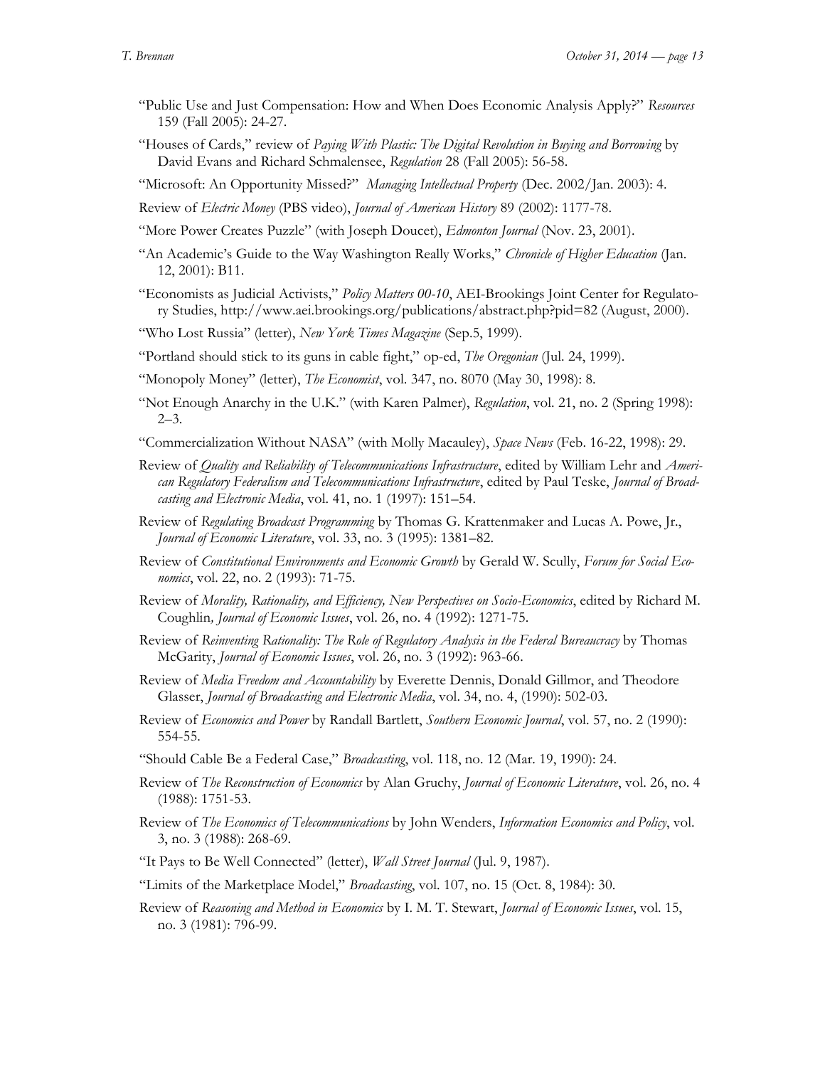"Public Use and Just Compensation: How and When Does Economic Analysis Apply?" *Resources* 159 (Fall 2005): 24-27.

"Houses of Cards," review of *Paying With Plastic: The Digital Revolution in Buying and Borrowing* by David Evans and Richard Schmalensee, *Regulation* 28 (Fall 2005): 56-58.

"Microsoft: An Opportunity Missed?" *Managing Intellectual Property* (Dec. 2002/Jan. 2003): 4.

Review of *Electric Money* (PBS video), *Journal of American History* 89 (2002): 1177-78.

"More Power Creates Puzzle" (with Joseph Doucet), *Edmonton Journal* (Nov. 23, 2001).

"An Academic's Guide to the Way Washington Really Works," *Chronicle of Higher Education* (Jan. 12, 2001): B11.

"Economists as Judicial Activists," *Policy Matters 00-10*, AEI-Brookings Joint Center for Regulatory Studies, http://www.aei.brookings.org/publications/abstract.php?pid=82 (August, 2000).

"Who Lost Russia" (letter), *New York Times Magazine* (Sep.5, 1999).

"Portland should stick to its guns in cable fight," op-ed, *The Oregonian* (Jul. 24, 1999).

"Monopoly Money" (letter), *The Economist*, vol. 347, no. 8070 (May 30, 1998): 8.

"Not Enough Anarchy in the U.K." (with Karen Palmer), *Regulation*, vol. 21, no. 2 (Spring 1998): 2–3.

"Commercialization Without NASA" (with Molly Macauley), *Space News* (Feb. 16-22, 1998): 29.

Review of *Quality and Reliability of Telecommunications Infrastructure*, edited by William Lehr and *American Regulatory Federalism and Telecommunications Infrastructure*, edited by Paul Teske, *Journal of Broadcasting and Electronic Media*, vol. 41, no. 1 (1997): 151–54.

Review of *Regulating Broadcast Programming* by Thomas G. Krattenmaker and Lucas A. Powe, Jr., *Journal of Economic Literature*, vol. 33, no. 3 (1995): 1381–82.

Review of *Constitutional Environments and Economic Growth* by Gerald W. Scully, *Forum for Social Economics*, vol. 22, no. 2 (1993): 71-75.

Review of *Morality, Rationality, and Efficiency, New Perspectives on Socio-Economics*, edited by Richard M. Coughlin, *Journal of Economic Issues*, vol. 26, no. 4 (1992): 1271-75.

Review of *Reinventing Rationality: The Role of Regulatory Analysis in the Federal Bureaucracy* by Thomas McGarity, *Journal of Economic Issues*, vol. 26, no. 3 (1992): 963-66.

Review of *Media Freedom and Accountability* by Everette Dennis, Donald Gillmor, and Theodore Glasser, *Journal of Broadcasting and Electronic Media*, vol. 34, no. 4, (1990): 502-03.

Review of *Economics and Power* by Randall Bartlett, *Southern Economic Journal*, vol. 57, no. 2 (1990): 554-55.

"Should Cable Be a Federal Case," *Broadcasting*, vol. 118, no. 12 (Mar. 19, 1990): 24.

Review of *The Reconstruction of Economics* by Alan Gruchy, *Journal of Economic Literature*, vol. 26, no. 4 (1988): 1751-53.

Review of *The Economics of Telecommunications* by John Wenders, *Information Economics and Policy*, vol. 3, no. 3 (1988): 268-69.

"It Pays to Be Well Connected" (letter), *Wall Street Journal* (Jul. 9, 1987).

"Limits of the Marketplace Model," *Broadcasting*, vol. 107, no. 15 (Oct. 8, 1984): 30.

Review of *Reasoning and Method in Economics* by I. M. T. Stewart, *Journal of Economic Issues*, vol. 15, no. 3 (1981): 796-99.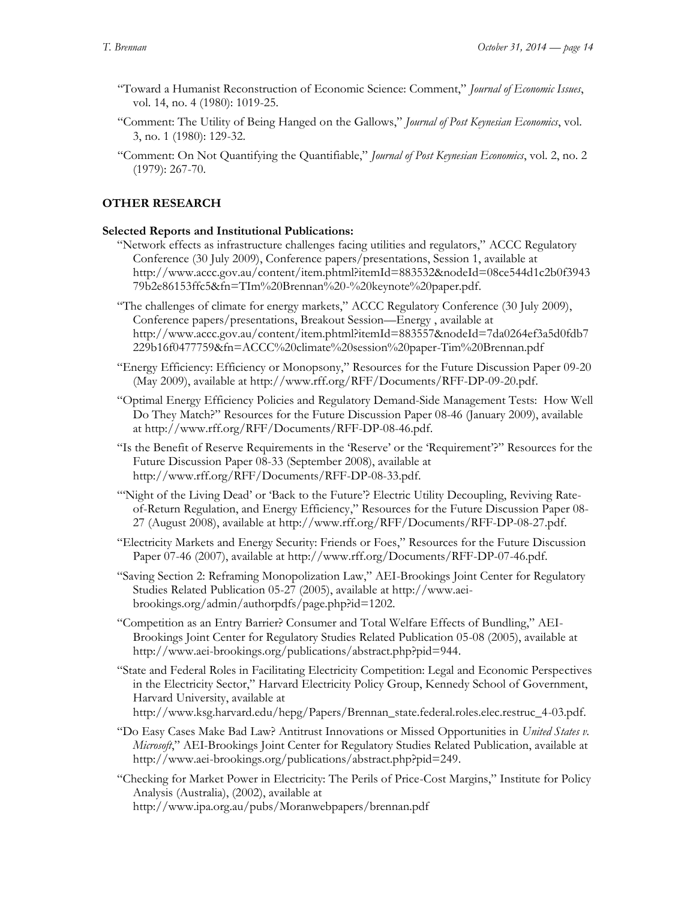“Toward a Humanist Reconstruction of Economic Science: Comment,” *Journal of Economic Issues*, vol. 14, no. 4 (1980): 1019-25.

“Comment: The Utility of Being Hanged on the Gallows,” *Journal of Post Keynesian Economics*, vol. 3, no. 1 (1980): 129-32.

“Comment: On Not Quantifying the Quantifiable,” *Journal of Post Keynesian Economics*, vol. 2, no. 2 (1979): 267-70.

## OTHER RESEARCH

**Selected Reports and Institutional Publications:**

“Network effects as infrastructure challenges facing utilities and regulators,” ACCC Regulatory Conference (30 July 2009), Conference papers/presentations, Session 1, available at http://www.accc.gov.au/content/item.phtml?itemId=883532&nodeId=08ce544d1c2b0f394379b2e86153ffc5&fn=TIm%20Brennan%20-%20keynote%20paper.pdf.

“The challenges of climate for energy markets,” ACCC Regulatory Conference (30 July 2009), Conference papers/presentations, Breakout Session—Energy , available at http://www.accc.gov.au/content/item.phtml?itemId=883557&nodeId=7da0264ef3a5d0fdb7229b16f0477759&fn=ACCC%20climate%20session%20paper-Tim%20Brennan.pdf

“Energy Efficiency: Efficiency or Monopsony,” Resources for the Future Discussion Paper 09-20 (May 2009), available at http://www.rff.org/RFF/Documents/RFF-DP-09-20.pdf.

“Optimal Energy Efficiency Policies and Regulatory Demand-Side Management Tests: How Well Do They Match?” Resources for the Future Discussion Paper 08-46 (January 2009), available at http://www.rff.org/RFF/Documents/RFF-DP-08-46.pdf.

“Is the Benefit of Reserve Requirements in the ‘Reserve’ or the ‘Requirement’?” Resources for the Future Discussion Paper 08-33 (September 2008), available at http://www.rff.org/RFF/Documents/RFF-DP-08-33.pdf.

“‘Night of the Living Dead’ or ‘Back to the Future’? Electric Utility Decoupling, Reviving Rate-of-Return Regulation, and Energy Efficiency,” Resources for the Future Discussion Paper 08-27 (August 2008), available at http://www.rff.org/RFF/Documents/RFF-DP-08-27.pdf.

“Electricity Markets and Energy Security: Friends or Foes,” Resources for the Future Discussion Paper 07-46 (2007), available at http://www.rff.org/Documents/RFF-DP-07-46.pdf.

“Saving Section 2: Reframing Monopolization Law,” AEI-Brookings Joint Center for Regulatory Studies Related Publication 05-27 (2005), available at http://www.aei-brookings.org/admin/authorpdfs/page.php?id=1202.

“Competition as an Entry Barrier? Consumer and Total Welfare Effects of Bundling,” AEI-Brookings Joint Center for Regulatory Studies Related Publication 05-08 (2005), available at http://www.aei-brookings.org/publications/abstract.php?pid=944.

“State and Federal Roles in Facilitating Electricity Competition: Legal and Economic Perspectives in the Electricity Sector,” Harvard Electricity Policy Group, Kennedy School of Government, Harvard University, available at http://www.ksg.harvard.edu/hepg/Papers/Brennan_state.federal.roles.elec.restruc_4-03.pdf.

“Do Easy Cases Make Bad Law? Antitrust Innovations or Missed Opportunities in *United States v. Microsoft*,” AEI-Brookings Joint Center for Regulatory Studies Related Publication, available at http://www.aei-brookings.org/publications/abstract.php?pid=249.

“Checking for Market Power in Electricity: The Perils of Price-Cost Margins,” Institute for Policy Analysis (Australia), (2002), available at http://www.ipa.org.au/pubs/Moranwebpapers/brennan.pdf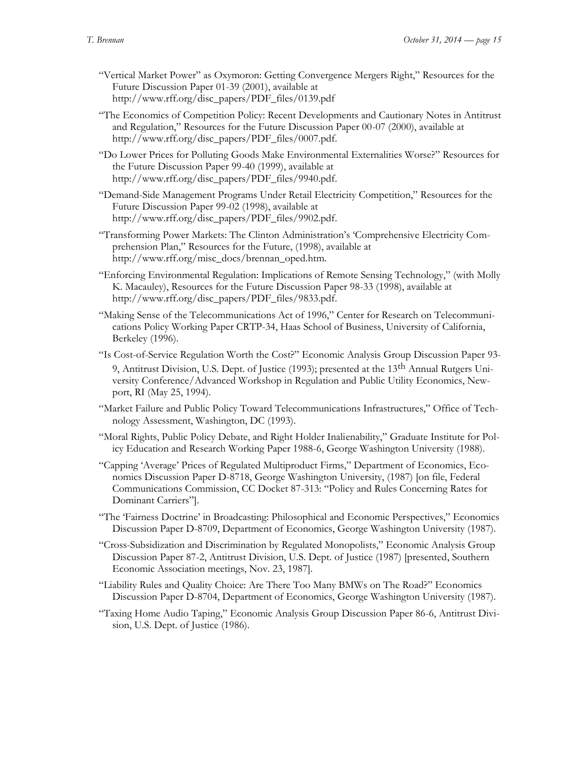"Vertical Market Power" as Oxymoron: Getting Convergence Mergers Right," Resources for the Future Discussion Paper 01-39 (2001), available at http://www.rff.org/disc_papers/PDF_files/0139.pdf

"The Economics of Competition Policy: Recent Developments and Cautionary Notes in Antitrust and Regulation," Resources for the Future Discussion Paper 00-07 (2000), available at http://www.rff.org/disc_papers/PDF_files/0007.pdf.

"Do Lower Prices for Polluting Goods Make Environmental Externalities Worse?" Resources for the Future Discussion Paper 99-40 (1999), available at http://www.rff.org/disc_papers/PDF_files/9940.pdf.

"Demand-Side Management Programs Under Retail Electricity Competition," Resources for the Future Discussion Paper 99-02 (1998), available at http://www.rff.org/disc_papers/PDF_files/9902.pdf.

"Transforming Power Markets: The Clinton Administration's 'Comprehensive Electricity Comprehension Plan," Resources for the Future, (1998), available at http://www.rff.org/misc_docs/brennan_oped.htm.

"Enforcing Environmental Regulation: Implications of Remote Sensing Technology," (with Molly K. Macauley), Resources for the Future Discussion Paper 98-33 (1998), available at http://www.rff.org/disc_papers/PDF_files/9833.pdf.

"Making Sense of the Telecommunications Act of 1996," Center for Research on Telecommunications Policy Working Paper CRTP-34, Haas School of Business, University of California, Berkeley (1996).

"Is Cost-of-Service Regulation Worth the Cost?" Economic Analysis Group Discussion Paper 93-9, Antitrust Division, U.S. Dept. of Justice (1993); presented at the 13th Annual Rutgers University Conference/Advanced Workshop in Regulation and Public Utility Economics, Newport, RI (May 25, 1994).

"Market Failure and Public Policy Toward Telecommunications Infrastructures," Office of Technology Assessment, Washington, DC (1993).

"Moral Rights, Public Policy Debate, and Right Holder Inalienability," Graduate Institute for Policy Education and Research Working Paper 1988-6, George Washington University (1988).

"Capping 'Average' Prices of Regulated Multiproduct Firms," Department of Economics, Economics Discussion Paper D-8718, George Washington University, (1987) [on file, Federal Communications Commission, CC Docket 87-313: "Policy and Rules Concerning Rates for Dominant Carriers"].

"The 'Fairness Doctrine' in Broadcasting: Philosophical and Economic Perspectives," Economics Discussion Paper D-8709, Department of Economics, George Washington University (1987).

"Cross-Subsidization and Discrimination by Regulated Monopolists," Economic Analysis Group Discussion Paper 87-2, Antitrust Division, U.S. Dept. of Justice (1987) [presented, Southern Economic Association meetings, Nov. 23, 1987].

"Liability Rules and Quality Choice: Are There Too Many BMWs on The Road?" Economics Discussion Paper D-8704, Department of Economics, George Washington University (1987).

"Taxing Home Audio Taping," Economic Analysis Group Discussion Paper 86-6, Antitrust Division, U.S. Dept. of Justice (1986).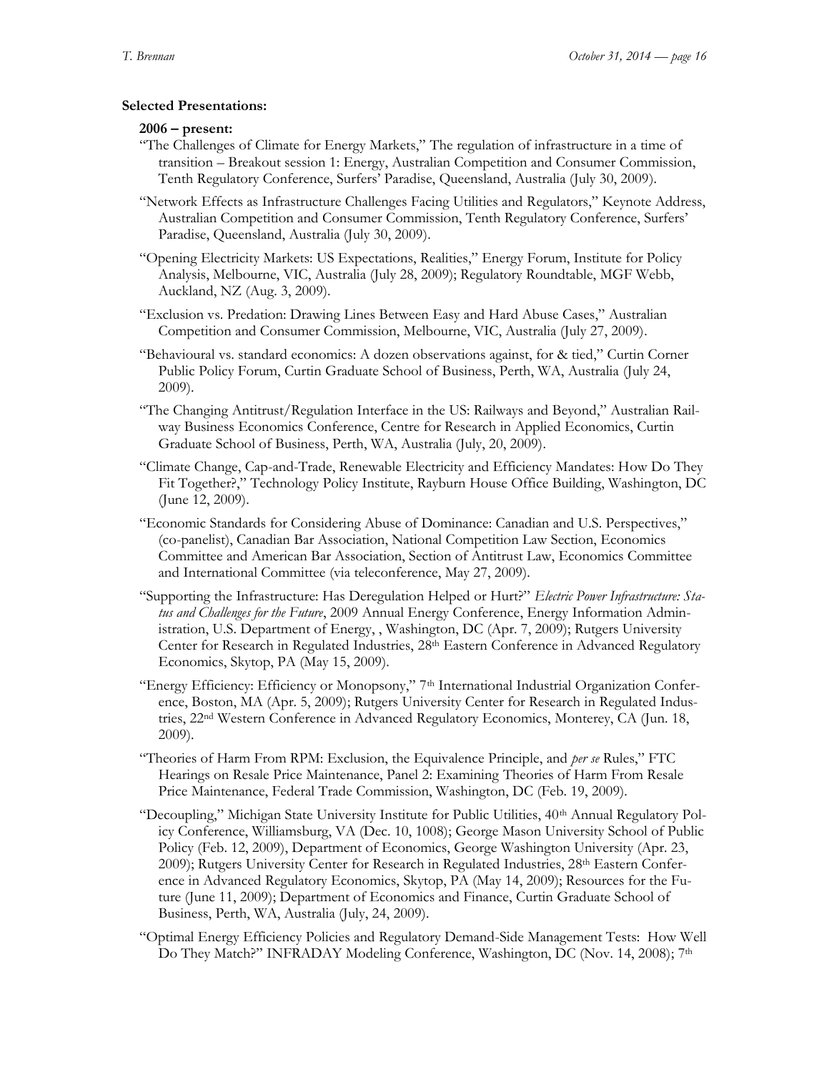**Selected Presentations:**

**2006 – present:**

"The Challenges of Climate for Energy Markets," The regulation of infrastructure in a time of transition – Breakout session 1: Energy, Australian Competition and Consumer Commission, Tenth Regulatory Conference, Surfers' Paradise, Queensland, Australia (July 30, 2009).

"Network Effects as Infrastructure Challenges Facing Utilities and Regulators," Keynote Address, Australian Competition and Consumer Commission, Tenth Regulatory Conference, Surfers' Paradise, Queensland, Australia (July 30, 2009).

"Opening Electricity Markets: US Expectations, Realities," Energy Forum, Institute for Policy Analysis, Melbourne, VIC, Australia (July 28, 2009); Regulatory Roundtable, MGF Webb, Auckland, NZ (Aug. 3, 2009).

"Exclusion vs. Predation: Drawing Lines Between Easy and Hard Abuse Cases," Australian Competition and Consumer Commission, Melbourne, VIC, Australia (July 27, 2009).

"Behavioural vs. standard economics: A dozen observations against, for & tied," Curtin Corner Public Policy Forum, Curtin Graduate School of Business, Perth, WA, Australia (July 24, 2009).

"The Changing Antitrust/Regulation Interface in the US: Railways and Beyond," Australian Railway Business Economics Conference, Centre for Research in Applied Economics, Curtin Graduate School of Business, Perth, WA, Australia (July, 20, 2009).

"Climate Change, Cap-and-Trade, Renewable Electricity and Efficiency Mandates: How Do They Fit Together?," Technology Policy Institute, Rayburn House Office Building, Washington, DC (June 12, 2009).

"Economic Standards for Considering Abuse of Dominance: Canadian and U.S. Perspectives," (co-panelist), Canadian Bar Association, National Competition Law Section, Economics Committee and American Bar Association, Section of Antitrust Law, Economics Committee and International Committee (via teleconference, May 27, 2009).

"Supporting the Infrastructure: Has Deregulation Helped or Hurt?" *Electric Power Infrastructure: Status and Challenges for the Future*, 2009 Annual Energy Conference, Energy Information Administration, U.S. Department of Energy, , Washington, DC (Apr. 7, 2009); Rutgers University Center for Research in Regulated Industries, 28th Eastern Conference in Advanced Regulatory Economics, Skytop, PA (May 15, 2009).

"Energy Efficiency: Efficiency or Monopsony," 7th International Industrial Organization Conference, Boston, MA (Apr. 5, 2009); Rutgers University Center for Research in Regulated Industries, 22nd Western Conference in Advanced Regulatory Economics, Monterey, CA (Jun. 18, 2009).

"Theories of Harm From RPM: Exclusion, the Equivalence Principle, and *per se* Rules," FTC Hearings on Resale Price Maintenance, Panel 2: Examining Theories of Harm From Resale Price Maintenance, Federal Trade Commission, Washington, DC (Feb. 19, 2009).

"Decoupling," Michigan State University Institute for Public Utilities, 40th Annual Regulatory Policy Conference, Williamsburg, VA (Dec. 10, 1008); George Mason University School of Public Policy (Feb. 12, 2009), Department of Economics, George Washington University (Apr. 23, 2009); Rutgers University Center for Research in Regulated Industries, 28th Eastern Conference in Advanced Regulatory Economics, Skytop, PA (May 14, 2009); Resources for the Future (June 11, 2009); Department of Economics and Finance, Curtin Graduate School of Business, Perth, WA, Australia (July, 24, 2009).

"Optimal Energy Efficiency Policies and Regulatory Demand-Side Management Tests: How Well Do They Match?" INFRADAY Modeling Conference, Washington, DC (Nov. 14, 2008); 7th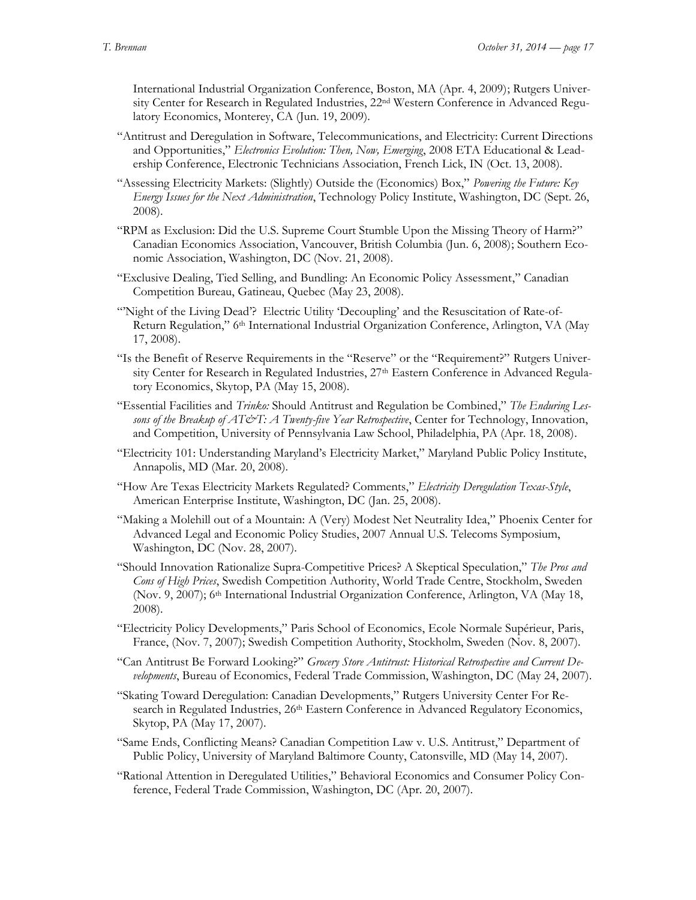International Industrial Organization Conference, Boston, MA (Apr. 4, 2009); Rutgers University Center for Research in Regulated Industries, 22nd Western Conference in Advanced Regulatory Economics, Monterey, CA (Jun. 19, 2009).

"Antitrust and Deregulation in Software, Telecommunications, and Electricity: Current Directions and Opportunities," *Electronics Evolution: Then, Now, Emerging*, 2008 ETA Educational & Leadership Conference, Electronic Technicians Association, French Lick, IN (Oct. 13, 2008).

"Assessing Electricity Markets: (Slightly) Outside the (Economics) Box," *Powering the Future: Key Energy Issues for the Next Administration*, Technology Policy Institute, Washington, DC (Sept. 26, 2008).

"RPM as Exclusion: Did the U.S. Supreme Court Stumble Upon the Missing Theory of Harm?" Canadian Economics Association, Vancouver, British Columbia (Jun. 6, 2008); Southern Economic Association, Washington, DC (Nov. 21, 2008).

"Exclusive Dealing, Tied Selling, and Bundling: An Economic Policy Assessment," Canadian Competition Bureau, Gatineau, Quebec (May 23, 2008).

"'Night of the Living Dead'? Electric Utility 'Decoupling' and the Resuscitation of Rate-of-Return Regulation," 6th International Industrial Organization Conference, Arlington, VA (May 17, 2008).

"Is the Benefit of Reserve Requirements in the "Reserve" or the "Requirement?" Rutgers University Center for Research in Regulated Industries, 27th Eastern Conference in Advanced Regulatory Economics, Skytop, PA (May 15, 2008).

"Essential Facilities and *Trinko:* Should Antitrust and Regulation be Combined," *The Enduring Lessons of the Breakup of AT&T: A Twenty-five Year Retrospective*, Center for Technology, Innovation, and Competition, University of Pennsylvania Law School, Philadelphia, PA (Apr. 18, 2008).

"Electricity 101: Understanding Maryland's Electricity Market," Maryland Public Policy Institute, Annapolis, MD (Mar. 20, 2008).

"How Are Texas Electricity Markets Regulated? Comments," *Electricity Deregulation Texas-Style*, American Enterprise Institute, Washington, DC (Jan. 25, 2008).

"Making a Molehill out of a Mountain: A (Very) Modest Net Neutrality Idea," Phoenix Center for Advanced Legal and Economic Policy Studies, 2007 Annual U.S. Telecoms Symposium, Washington, DC (Nov. 28, 2007).

"Should Innovation Rationalize Supra-Competitive Prices? A Skeptical Speculation," *The Pros and Cons of High Prices*, Swedish Competition Authority, World Trade Centre, Stockholm, Sweden (Nov. 9, 2007); 6th International Industrial Organization Conference, Arlington, VA (May 18, 2008).

"Electricity Policy Developments," Paris School of Economics, Ecole Normale Supérieur, Paris, France, (Nov. 7, 2007); Swedish Competition Authority, Stockholm, Sweden (Nov. 8, 2007).

"Can Antitrust Be Forward Looking?" *Grocery Store Antitrust: Historical Retrospective and Current Developments*, Bureau of Economics, Federal Trade Commission, Washington, DC (May 24, 2007).

"Skating Toward Deregulation: Canadian Developments," Rutgers University Center For Research in Regulated Industries, 26th Eastern Conference in Advanced Regulatory Economics, Skytop, PA (May 17, 2007).

"Same Ends, Conflicting Means? Canadian Competition Law v. U.S. Antitrust," Department of Public Policy, University of Maryland Baltimore County, Catonsville, MD (May 14, 2007).

"Rational Attention in Deregulated Utilities," Behavioral Economics and Consumer Policy Conference, Federal Trade Commission, Washington, DC (Apr. 20, 2007).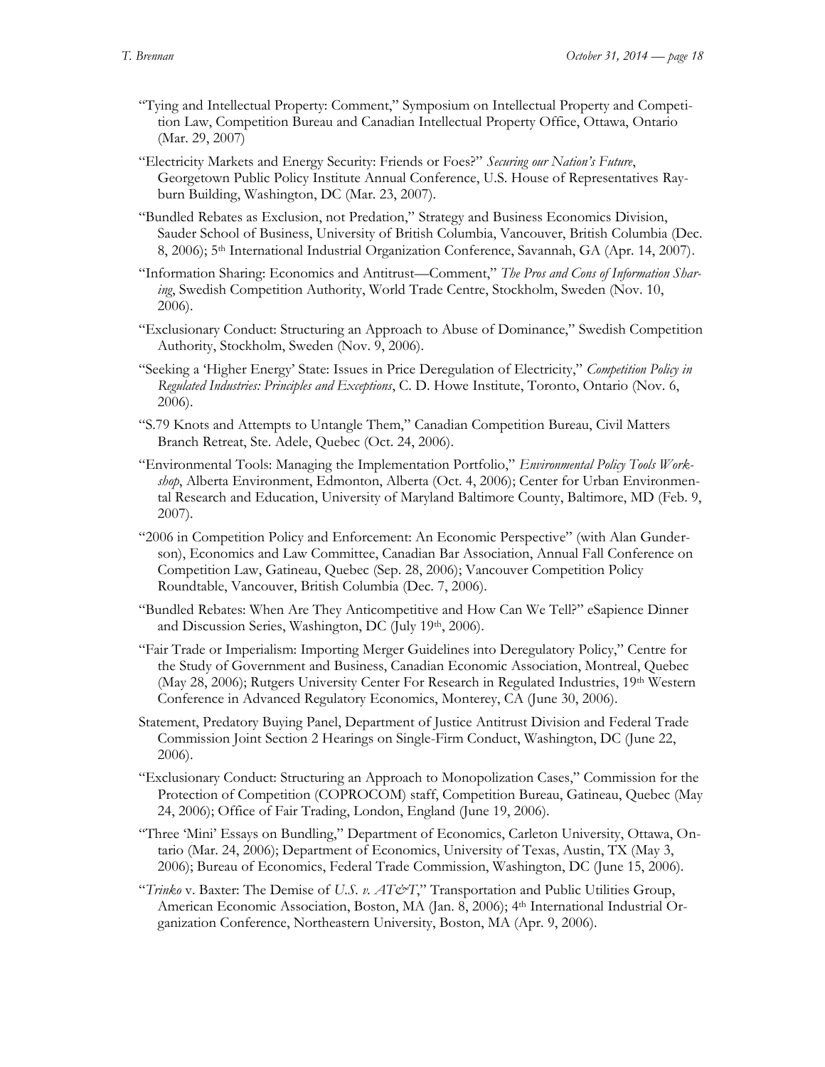"Tying and Intellectual Property: Comment," Symposium on Intellectual Property and Competition Law, Competition Bureau and Canadian Intellectual Property Office, Ottawa, Ontario (Mar. 29, 2007)

"Electricity Markets and Energy Security: Friends or Foes?" *Securing our Nation's Future*, Georgetown Public Policy Institute Annual Conference, U.S. House of Representatives Rayburn Building, Washington, DC (Mar. 23, 2007).

"Bundled Rebates as Exclusion, not Predation," Strategy and Business Economics Division, Sauder School of Business, University of British Columbia, Vancouver, British Columbia (Dec. 8, 2006); 5th International Industrial Organization Conference, Savannah, GA (Apr. 14, 2007).

"Information Sharing: Economics and Antitrust—Comment," *The Pros and Cons of Information Sharing*, Swedish Competition Authority, World Trade Centre, Stockholm, Sweden (Nov. 10, 2006).

"Exclusionary Conduct: Structuring an Approach to Abuse of Dominance," Swedish Competition Authority, Stockholm, Sweden (Nov. 9, 2006).

"Seeking a 'Higher Energy' State: Issues in Price Deregulation of Electricity," *Competition Policy in Regulated Industries: Principles and Exceptions*, C. D. Howe Institute, Toronto, Ontario (Nov. 6, 2006).

"S.79 Knots and Attempts to Untangle Them," Canadian Competition Bureau, Civil Matters Branch Retreat, Ste. Adele, Quebec (Oct. 24, 2006).

"Environmental Tools: Managing the Implementation Portfolio," *Environmental Policy Tools Workshop*, Alberta Environment, Edmonton, Alberta (Oct. 4, 2006); Center for Urban Environmental Research and Education, University of Maryland Baltimore County, Baltimore, MD (Feb. 9, 2007).

"2006 in Competition Policy and Enforcement: An Economic Perspective" (with Alan Gunderson), Economics and Law Committee, Canadian Bar Association, Annual Fall Conference on Competition Law, Gatineau, Quebec (Sep. 28, 2006); Vancouver Competition Policy Roundtable, Vancouver, British Columbia (Dec. 7, 2006).

"Bundled Rebates: When Are They Anticompetitive and How Can We Tell?" eSapience Dinner and Discussion Series, Washington, DC (July 19th, 2006).

"Fair Trade or Imperialism: Importing Merger Guidelines into Deregulatory Policy," Centre for the Study of Government and Business, Canadian Economic Association, Montreal, Quebec (May 28, 2006); Rutgers University Center For Research in Regulated Industries, 19th Western Conference in Advanced Regulatory Economics, Monterey, CA (June 30, 2006).

Statement, Predatory Buying Panel, Department of Justice Antitrust Division and Federal Trade Commission Joint Section 2 Hearings on Single-Firm Conduct, Washington, DC (June 22, 2006).

"Exclusionary Conduct: Structuring an Approach to Monopolization Cases," Commission for the Protection of Competition (COPROCOM) staff, Competition Bureau, Gatineau, Quebec (May 24, 2006); Office of Fair Trading, London, England (June 19, 2006).

"Three 'Mini' Essays on Bundling," Department of Economics, Carleton University, Ottawa, Ontario (Mar. 24, 2006); Department of Economics, University of Texas, Austin, TX (May 3, 2006); Bureau of Economics, Federal Trade Commission, Washington, DC (June 15, 2006).

"*Trinko* v. Baxter: The Demise of *U.S. v. AT&T*," Transportation and Public Utilities Group, American Economic Association, Boston, MA (Jan. 8, 2006); 4th International Industrial Organization Conference, Northeastern University, Boston, MA (Apr. 9, 2006).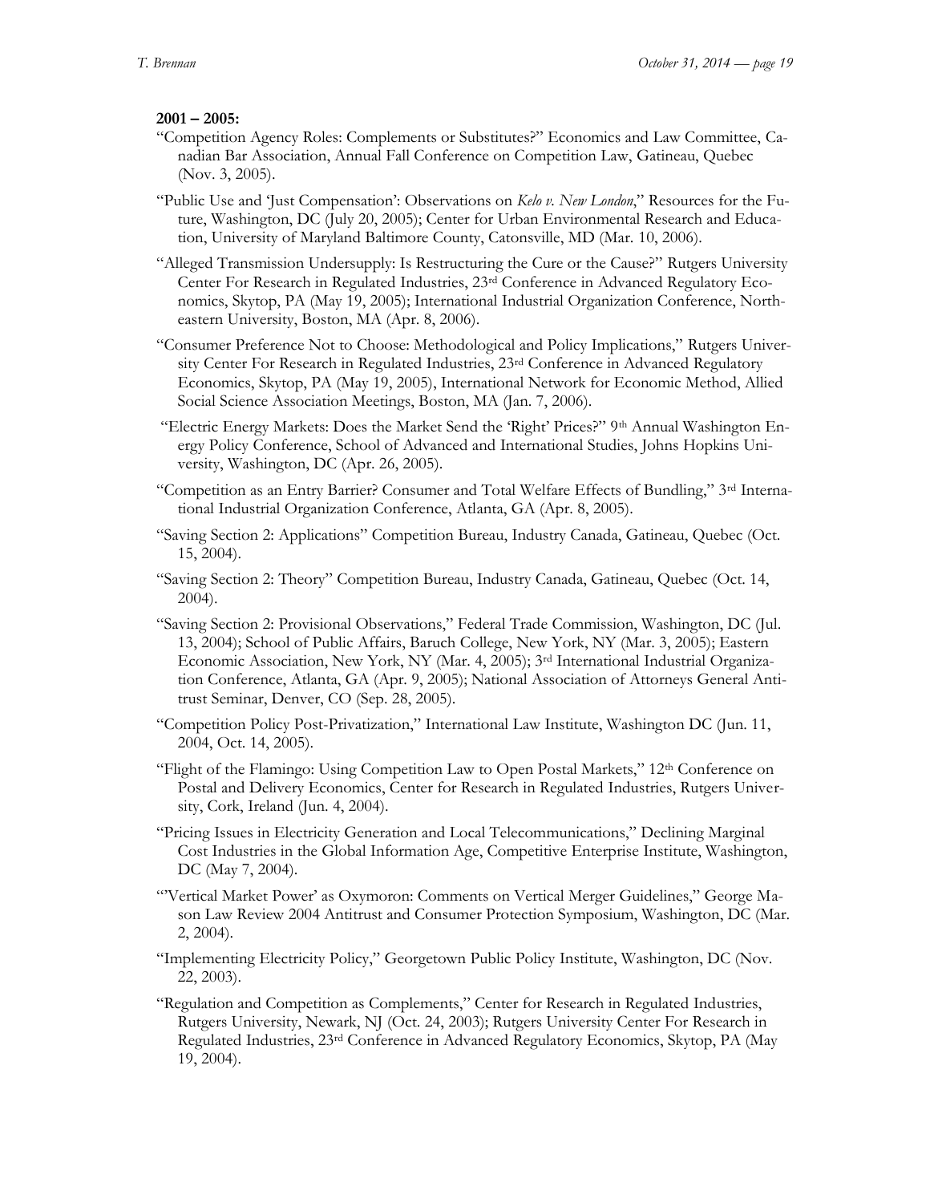**2001 – 2005:**

"Competition Agency Roles: Complements or Substitutes?" Economics and Law Committee, Canadian Bar Association, Annual Fall Conference on Competition Law, Gatineau, Quebec (Nov. 3, 2005).

"Public Use and 'Just Compensation': Observations on *Kelo v. New London*," Resources for the Future, Washington, DC (July 20, 2005); Center for Urban Environmental Research and Education, University of Maryland Baltimore County, Catonsville, MD (Mar. 10, 2006).

"Alleged Transmission Undersupply: Is Restructuring the Cure or the Cause?" Rutgers University Center For Research in Regulated Industries, 23rd Conference in Advanced Regulatory Economics, Skytop, PA (May 19, 2005); International Industrial Organization Conference, Northeastern University, Boston, MA (Apr. 8, 2006).

"Consumer Preference Not to Choose: Methodological and Policy Implications," Rutgers University Center For Research in Regulated Industries, 23rd Conference in Advanced Regulatory Economics, Skytop, PA (May 19, 2005), International Network for Economic Method, Allied Social Science Association Meetings, Boston, MA (Jan. 7, 2006).

"Electric Energy Markets: Does the Market Send the 'Right' Prices?" 9th Annual Washington Energy Policy Conference, School of Advanced and International Studies, Johns Hopkins University, Washington, DC (Apr. 26, 2005).

"Competition as an Entry Barrier? Consumer and Total Welfare Effects of Bundling," 3rd International Industrial Organization Conference, Atlanta, GA (Apr. 8, 2005).

"Saving Section 2: Applications" Competition Bureau, Industry Canada, Gatineau, Quebec (Oct. 15, 2004).

"Saving Section 2: Theory" Competition Bureau, Industry Canada, Gatineau, Quebec (Oct. 14, 2004).

"Saving Section 2: Provisional Observations," Federal Trade Commission, Washington, DC (Jul. 13, 2004); School of Public Affairs, Baruch College, New York, NY (Mar. 3, 2005); Eastern Economic Association, New York, NY (Mar. 4, 2005); 3rd International Industrial Organization Conference, Atlanta, GA (Apr. 9, 2005); National Association of Attorneys General Antitrust Seminar, Denver, CO (Sep. 28, 2005).

"Competition Policy Post-Privatization," International Law Institute, Washington DC (Jun. 11, 2004, Oct. 14, 2005).

"Flight of the Flamingo: Using Competition Law to Open Postal Markets," 12th Conference on Postal and Delivery Economics, Center for Research in Regulated Industries, Rutgers University, Cork, Ireland (Jun. 4, 2004).

"Pricing Issues in Electricity Generation and Local Telecommunications," Declining Marginal Cost Industries in the Global Information Age, Competitive Enterprise Institute, Washington, DC (May 7, 2004).

"'Vertical Market Power' as Oxymoron: Comments on Vertical Merger Guidelines," George Mason Law Review 2004 Antitrust and Consumer Protection Symposium, Washington, DC (Mar. 2, 2004).

"Implementing Electricity Policy," Georgetown Public Policy Institute, Washington, DC (Nov. 22, 2003).

"Regulation and Competition as Complements," Center for Research in Regulated Industries, Rutgers University, Newark, NJ (Oct. 24, 2003); Rutgers University Center For Research in Regulated Industries, 23rd Conference in Advanced Regulatory Economics, Skytop, PA (May 19, 2004).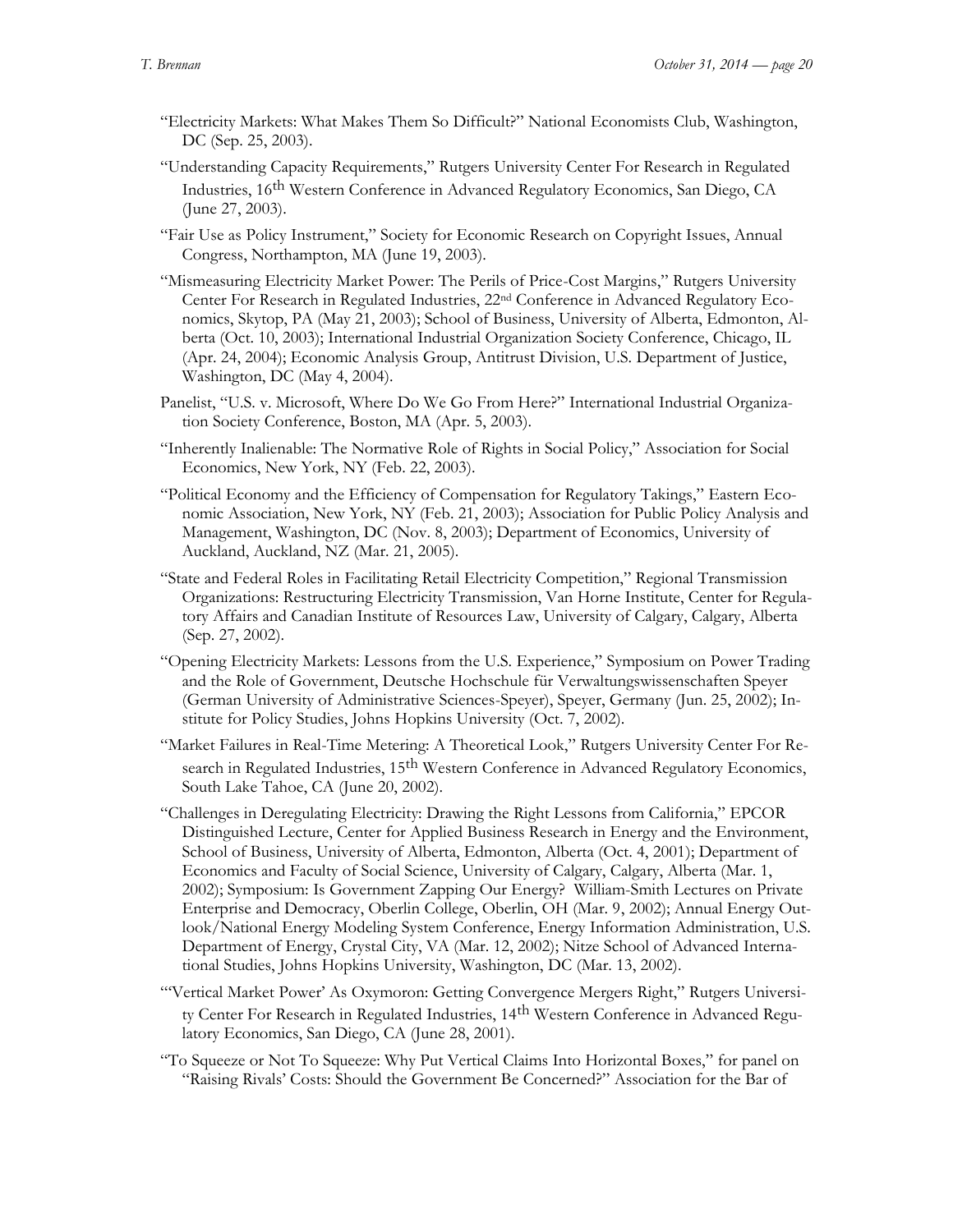"Electricity Markets: What Makes Them So Difficult?" National Economists Club, Washington, DC (Sep. 25, 2003).

"Understanding Capacity Requirements," Rutgers University Center For Research in Regulated Industries, 16th Western Conference in Advanced Regulatory Economics, San Diego, CA (June 27, 2003).

"Fair Use as Policy Instrument," Society for Economic Research on Copyright Issues, Annual Congress, Northampton, MA (June 19, 2003).

"Mismeasuring Electricity Market Power: The Perils of Price-Cost Margins," Rutgers University Center For Research in Regulated Industries, 22nd Conference in Advanced Regulatory Economics, Skytop, PA (May 21, 2003); School of Business, University of Alberta, Edmonton, Alberta (Oct. 10, 2003); International Industrial Organization Society Conference, Chicago, IL (Apr. 24, 2004); Economic Analysis Group, Antitrust Division, U.S. Department of Justice, Washington, DC (May 4, 2004).

Panelist, "U.S. v. Microsoft, Where Do We Go From Here?" International Industrial Organization Society Conference, Boston, MA (Apr. 5, 2003).

"Inherently Inalienable: The Normative Role of Rights in Social Policy," Association for Social Economics, New York, NY (Feb. 22, 2003).

"Political Economy and the Efficiency of Compensation for Regulatory Takings," Eastern Economic Association, New York, NY (Feb. 21, 2003); Association for Public Policy Analysis and Management, Washington, DC (Nov. 8, 2003); Department of Economics, University of Auckland, Auckland, NZ (Mar. 21, 2005).

"State and Federal Roles in Facilitating Retail Electricity Competition," Regional Transmission Organizations: Restructuring Electricity Transmission, Van Horne Institute, Center for Regulatory Affairs and Canadian Institute of Resources Law, University of Calgary, Calgary, Alberta (Sep. 27, 2002).

"Opening Electricity Markets: Lessons from the U.S. Experience," Symposium on Power Trading and the Role of Government, Deutsche Hochschule für Verwaltungswissenschaften Speyer (German University of Administrative Sciences-Speyer), Speyer, Germany (Jun. 25, 2002); Institute for Policy Studies, Johns Hopkins University (Oct. 7, 2002).

"Market Failures in Real-Time Metering: A Theoretical Look," Rutgers University Center For Research in Regulated Industries, 15th Western Conference in Advanced Regulatory Economics, South Lake Tahoe, CA (June 20, 2002).

"Challenges in Deregulating Electricity: Drawing the Right Lessons from California," EPCOR Distinguished Lecture, Center for Applied Business Research in Energy and the Environment, School of Business, University of Alberta, Edmonton, Alberta (Oct. 4, 2001); Department of Economics and Faculty of Social Science, University of Calgary, Calgary, Alberta (Mar. 1, 2002); Symposium: Is Government Zapping Our Energy? William-Smith Lectures on Private Enterprise and Democracy, Oberlin College, Oberlin, OH (Mar. 9, 2002); Annual Energy Outlook/National Energy Modeling System Conference, Energy Information Administration, U.S. Department of Energy, Crystal City, VA (Mar. 12, 2002); Nitze School of Advanced International Studies, Johns Hopkins University, Washington, DC (Mar. 13, 2002).

"'Vertical Market Power' As Oxymoron: Getting Convergence Mergers Right," Rutgers University Center For Research in Regulated Industries, 14th Western Conference in Advanced Regulatory Economics, San Diego, CA (June 28, 2001).

"To Squeeze or Not To Squeeze: Why Put Vertical Claims Into Horizontal Boxes," for panel on "Raising Rivals' Costs: Should the Government Be Concerned?" Association for the Bar of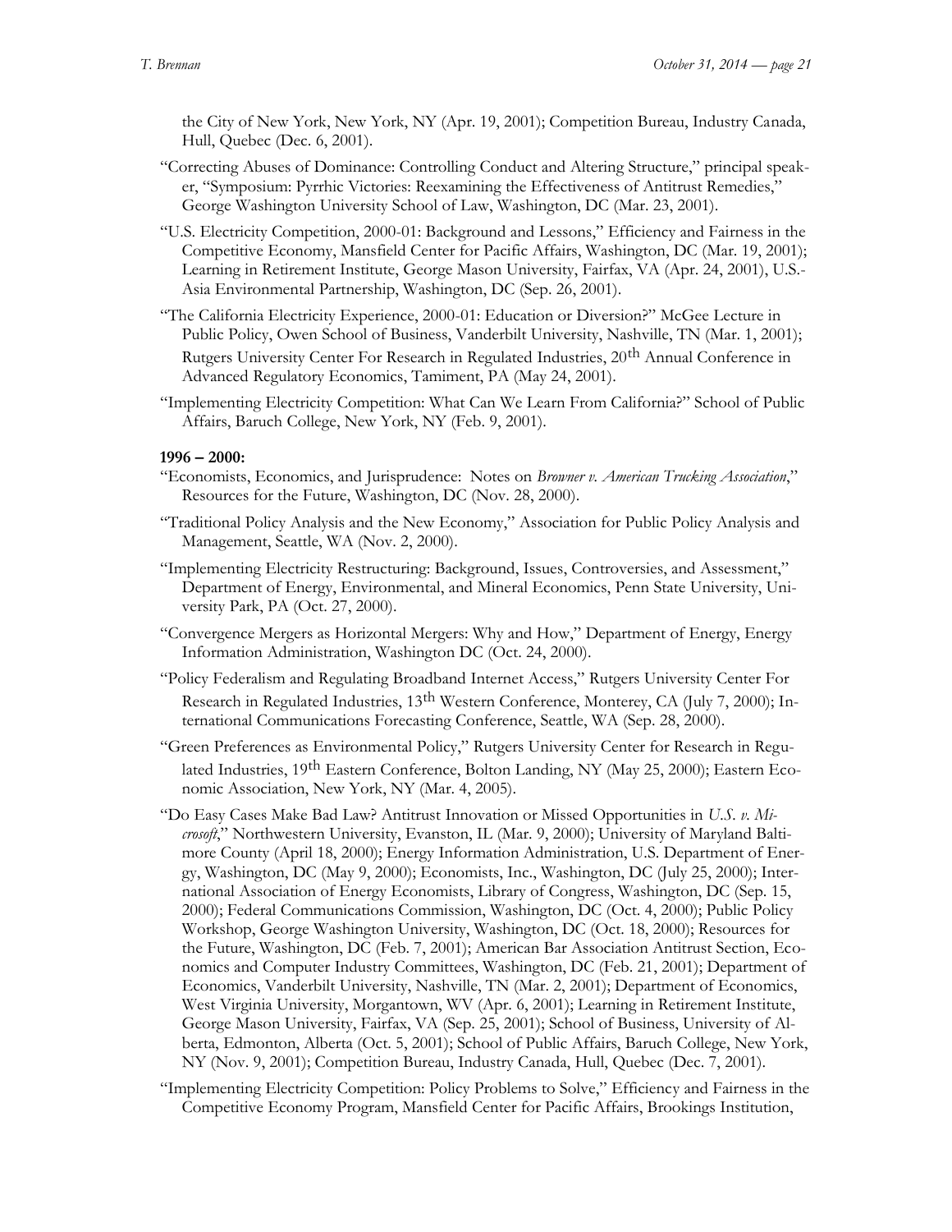the City of New York, New York, NY (Apr. 19, 2001); Competition Bureau, Industry Canada, Hull, Quebec (Dec. 6, 2001).

"Correcting Abuses of Dominance: Controlling Conduct and Altering Structure," principal speaker, "Symposium: Pyrrhic Victories: Reexamining the Effectiveness of Antitrust Remedies," George Washington University School of Law, Washington, DC (Mar. 23, 2001).

"U.S. Electricity Competition, 2000-01: Background and Lessons," Efficiency and Fairness in the Competitive Economy, Mansfield Center for Pacific Affairs, Washington, DC (Mar. 19, 2001); Learning in Retirement Institute, George Mason University, Fairfax, VA (Apr. 24, 2001), U.S.-Asia Environmental Partnership, Washington, DC (Sep. 26, 2001).

"The California Electricity Experience, 2000-01: Education or Diversion?" McGee Lecture in Public Policy, Owen School of Business, Vanderbilt University, Nashville, TN (Mar. 1, 2001); Rutgers University Center For Research in Regulated Industries, 20th Annual Conference in Advanced Regulatory Economics, Tamiment, PA (May 24, 2001).

"Implementing Electricity Competition: What Can We Learn From California?" School of Public Affairs, Baruch College, New York, NY (Feb. 9, 2001).

**1996 – 2000:**

"Economists, Economics, and Jurisprudence: Notes on *Browner v. American Trucking Association*," Resources for the Future, Washington, DC (Nov. 28, 2000).

"Traditional Policy Analysis and the New Economy," Association for Public Policy Analysis and Management, Seattle, WA (Nov. 2, 2000).

"Implementing Electricity Restructuring: Background, Issues, Controversies, and Assessment," Department of Energy, Environmental, and Mineral Economics, Penn State University, University Park, PA (Oct. 27, 2000).

"Convergence Mergers as Horizontal Mergers: Why and How," Department of Energy, Energy Information Administration, Washington DC (Oct. 24, 2000).

"Policy Federalism and Regulating Broadband Internet Access," Rutgers University Center For Research in Regulated Industries, 13th Western Conference, Monterey, CA (July 7, 2000); International Communications Forecasting Conference, Seattle, WA (Sep. 28, 2000).

"Green Preferences as Environmental Policy," Rutgers University Center for Research in Regulated Industries, 19th Eastern Conference, Bolton Landing, NY (May 25, 2000); Eastern Economic Association, New York, NY (Mar. 4, 2005).

"Do Easy Cases Make Bad Law? Antitrust Innovation or Missed Opportunities in *U.S. v. Microsoft*," Northwestern University, Evanston, IL (Mar. 9, 2000); University of Maryland Baltimore County (April 18, 2000); Energy Information Administration, U.S. Department of Energy, Washington, DC (May 9, 2000); Economists, Inc., Washington, DC (July 25, 2000); International Association of Energy Economists, Library of Congress, Washington, DC (Sep. 15, 2000); Federal Communications Commission, Washington, DC (Oct. 4, 2000); Public Policy Workshop, George Washington University, Washington, DC (Oct. 18, 2000); Resources for the Future, Washington, DC (Feb. 7, 2001); American Bar Association Antitrust Section, Economics and Computer Industry Committees, Washington, DC (Feb. 21, 2001); Department of Economics, Vanderbilt University, Nashville, TN (Mar. 2, 2001); Department of Economics, West Virginia University, Morgantown, WV (Apr. 6, 2001); Learning in Retirement Institute, George Mason University, Fairfax, VA (Sep. 25, 2001); School of Business, University of Alberta, Edmonton, Alberta (Oct. 5, 2001); School of Public Affairs, Baruch College, New York, NY (Nov. 9, 2001); Competition Bureau, Industry Canada, Hull, Quebec (Dec. 7, 2001).

"Implementing Electricity Competition: Policy Problems to Solve," Efficiency and Fairness in the Competitive Economy Program, Mansfield Center for Pacific Affairs, Brookings Institution,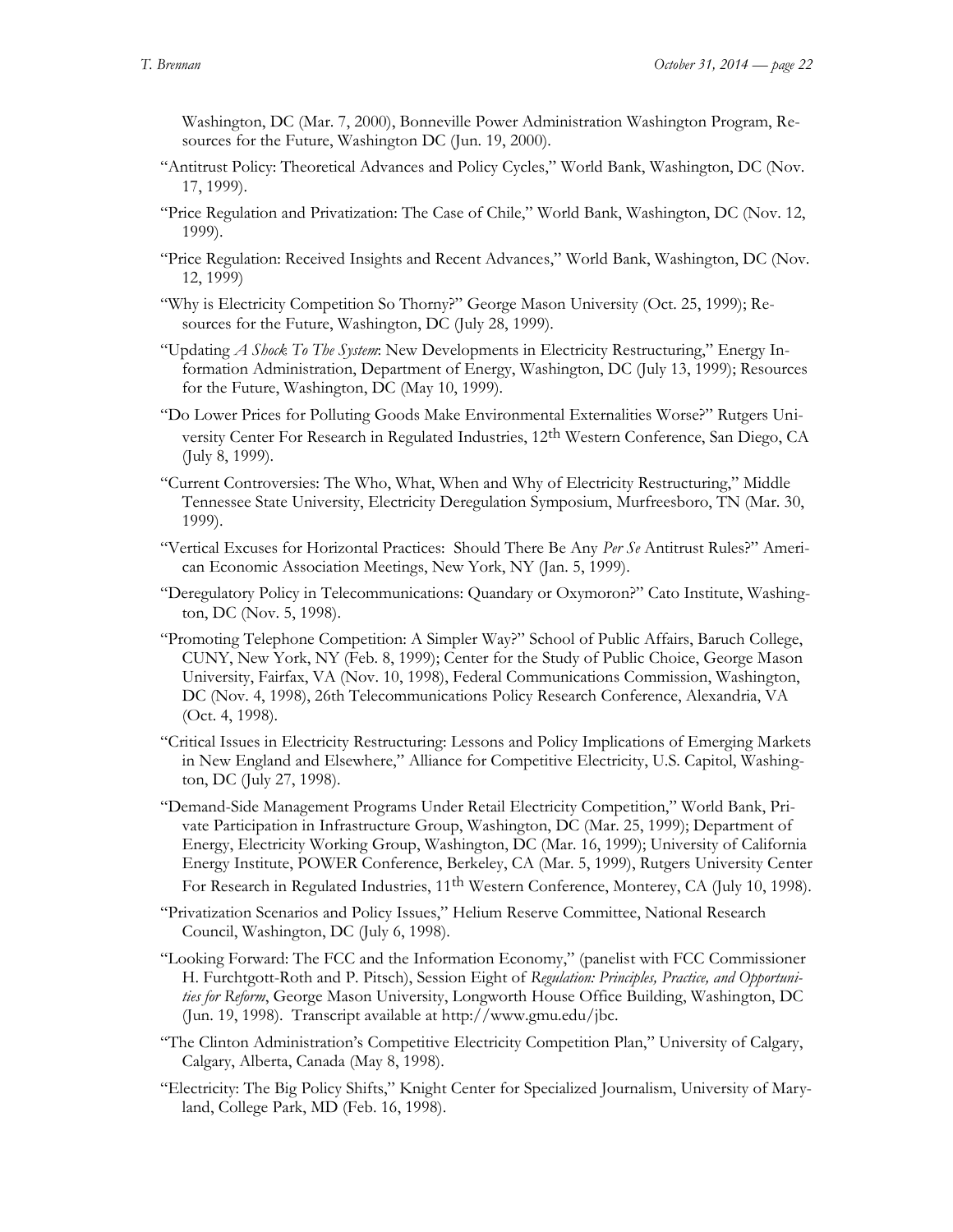Washington, DC (Mar. 7, 2000), Bonneville Power Administration Washington Program, Resources for the Future, Washington DC (Jun. 19, 2000).

"Antitrust Policy: Theoretical Advances and Policy Cycles," World Bank, Washington, DC (Nov. 17, 1999).

"Price Regulation and Privatization: The Case of Chile," World Bank, Washington, DC (Nov. 12, 1999).

"Price Regulation: Received Insights and Recent Advances," World Bank, Washington, DC (Nov. 12, 1999)

"Why is Electricity Competition So Thorny?" George Mason University (Oct. 25, 1999); Resources for the Future, Washington, DC (July 28, 1999).

"Updating *A Shock To The System*: New Developments in Electricity Restructuring," Energy Information Administration, Department of Energy, Washington, DC (July 13, 1999); Resources for the Future, Washington, DC (May 10, 1999).

"Do Lower Prices for Polluting Goods Make Environmental Externalities Worse?" Rutgers University Center For Research in Regulated Industries, 12th Western Conference, San Diego, CA (July 8, 1999).

"Current Controversies: The Who, What, When and Why of Electricity Restructuring," Middle Tennessee State University, Electricity Deregulation Symposium, Murfreesboro, TN (Mar. 30, 1999).

"Vertical Excuses for Horizontal Practices: Should There Be Any *Per Se* Antitrust Rules?" American Economic Association Meetings, New York, NY (Jan. 5, 1999).

"Deregulatory Policy in Telecommunications: Quandary or Oxymoron?" Cato Institute, Washington, DC (Nov. 5, 1998).

"Promoting Telephone Competition: A Simpler Way?" School of Public Affairs, Baruch College, CUNY, New York, NY (Feb. 8, 1999); Center for the Study of Public Choice, George Mason University, Fairfax, VA (Nov. 10, 1998), Federal Communications Commission, Washington, DC (Nov. 4, 1998), 26th Telecommunications Policy Research Conference, Alexandria, VA (Oct. 4, 1998).

"Critical Issues in Electricity Restructuring: Lessons and Policy Implications of Emerging Markets in New England and Elsewhere," Alliance for Competitive Electricity, U.S. Capitol, Washington, DC (July 27, 1998).

"Demand-Side Management Programs Under Retail Electricity Competition," World Bank, Private Participation in Infrastructure Group, Washington, DC (Mar. 25, 1999); Department of Energy, Electricity Working Group, Washington, DC (Mar. 16, 1999); University of California Energy Institute, POWER Conference, Berkeley, CA (Mar. 5, 1999), Rutgers University Center For Research in Regulated Industries, 11th Western Conference, Monterey, CA (July 10, 1998).

"Privatization Scenarios and Policy Issues," Helium Reserve Committee, National Research Council, Washington, DC (July 6, 1998).

"Looking Forward: The FCC and the Information Economy," (panelist with FCC Commissioner H. Furchtgott-Roth and P. Pitsch), Session Eight of *Regulation: Principles, Practice, and Opportunities for Reform*, George Mason University, Longworth House Office Building, Washington, DC (Jun. 19, 1998). Transcript available at http://www.gmu.edu/jbc.

"The Clinton Administration's Competitive Electricity Competition Plan," University of Calgary, Calgary, Alberta, Canada (May 8, 1998).

"Electricity: The Big Policy Shifts," Knight Center for Specialized Journalism, University of Maryland, College Park, MD (Feb. 16, 1998).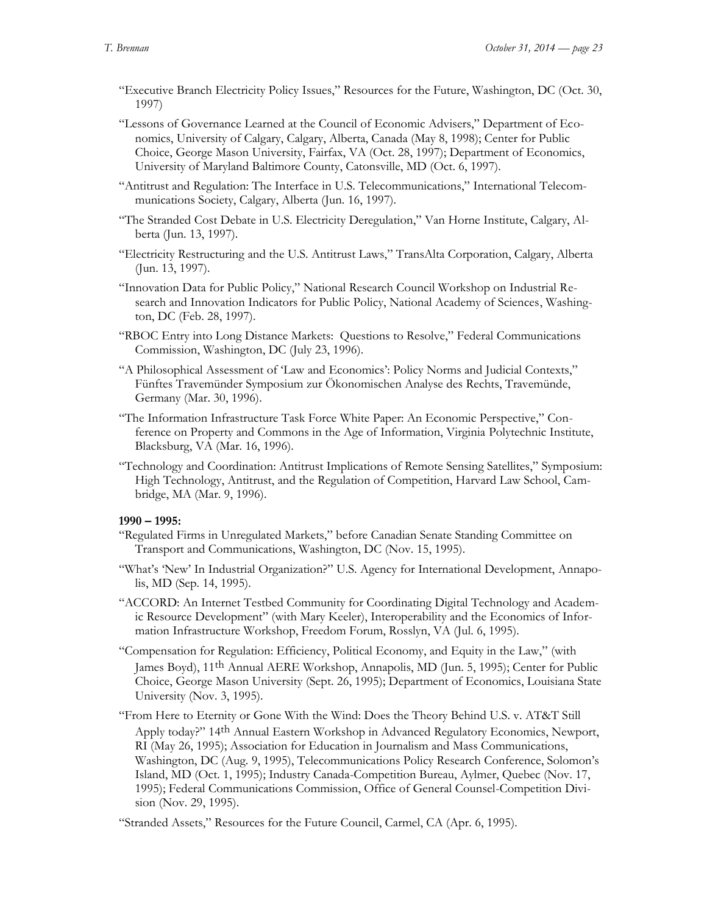"Executive Branch Electricity Policy Issues," Resources for the Future, Washington, DC (Oct. 30, 1997)

"Lessons of Governance Learned at the Council of Economic Advisers," Department of Economics, University of Calgary, Calgary, Alberta, Canada (May 8, 1998); Center for Public Choice, George Mason University, Fairfax, VA (Oct. 28, 1997); Department of Economics, University of Maryland Baltimore County, Catonsville, MD (Oct. 6, 1997).

"Antitrust and Regulation: The Interface in U.S. Telecommunications," International Telecommunications Society, Calgary, Alberta (Jun. 16, 1997).

"The Stranded Cost Debate in U.S. Electricity Deregulation," Van Horne Institute, Calgary, Alberta (Jun. 13, 1997).

"Electricity Restructuring and the U.S. Antitrust Laws," TransAlta Corporation, Calgary, Alberta (Jun. 13, 1997).

"Innovation Data for Public Policy," National Research Council Workshop on Industrial Research and Innovation Indicators for Public Policy, National Academy of Sciences, Washington, DC (Feb. 28, 1997).

"RBOC Entry into Long Distance Markets: Questions to Resolve," Federal Communications Commission, Washington, DC (July 23, 1996).

"A Philosophical Assessment of 'Law and Economics': Policy Norms and Judicial Contexts," Fünftes Travemünder Symposium zur Ökonomischen Analyse des Rechts, Travemünde, Germany (Mar. 30, 1996).

"The Information Infrastructure Task Force White Paper: An Economic Perspective," Conference on Property and Commons in the Age of Information, Virginia Polytechnic Institute, Blacksburg, VA (Mar. 16, 1996).

"Technology and Coordination: Antitrust Implications of Remote Sensing Satellites," Symposium: High Technology, Antitrust, and the Regulation of Competition, Harvard Law School, Cambridge, MA (Mar. 9, 1996).

**1990 – 1995:**

"Regulated Firms in Unregulated Markets," before Canadian Senate Standing Committee on Transport and Communications, Washington, DC (Nov. 15, 1995).

"What's 'New' In Industrial Organization?" U.S. Agency for International Development, Annapolis, MD (Sep. 14, 1995).

"ACCORD: An Internet Testbed Community for Coordinating Digital Technology and Academic Resource Development" (with Mary Keeler), Interoperability and the Economics of Information Infrastructure Workshop, Freedom Forum, Rosslyn, VA (Jul. 6, 1995).

"Compensation for Regulation: Efficiency, Political Economy, and Equity in the Law," (with James Boyd), 11th Annual AERE Workshop, Annapolis, MD (Jun. 5, 1995); Center for Public Choice, George Mason University (Sept. 26, 1995); Department of Economics, Louisiana State University (Nov. 3, 1995).

"From Here to Eternity or Gone With the Wind: Does the Theory Behind U.S. v. AT&T Still Apply today?" 14th Annual Eastern Workshop in Advanced Regulatory Economics, Newport, RI (May 26, 1995); Association for Education in Journalism and Mass Communications, Washington, DC (Aug. 9, 1995), Telecommunications Policy Research Conference, Solomon's Island, MD (Oct. 1, 1995); Industry Canada-Competition Bureau, Aylmer, Quebec (Nov. 17, 1995); Federal Communications Commission, Office of General Counsel-Competition Division (Nov. 29, 1995).

"Stranded Assets," Resources for the Future Council, Carmel, CA (Apr. 6, 1995).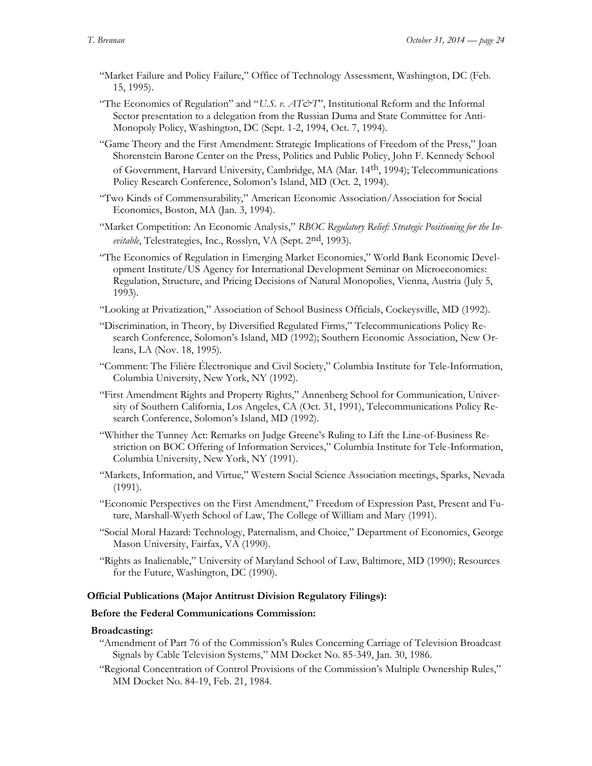"Market Failure and Policy Failure," Office of Technology Assessment, Washington, DC (Feb. 15, 1995).

"The Economics of Regulation" and "*U.S. v. AT&T*", Institutional Reform and the Informal Sector presentation to a delegation from the Russian Duma and State Committee for Anti-Monopoly Policy, Washington, DC (Sept. 1-2, 1994, Oct. 7, 1994).

"Game Theory and the First Amendment: Strategic Implications of Freedom of the Press," Joan Shorenstein Barone Center on the Press, Politics and Public Policy, John F. Kennedy School of Government, Harvard University, Cambridge, MA (Mar. 14th, 1994); Telecommunications Policy Research Conference, Solomon's Island, MD (Oct. 2, 1994).

"Two Kinds of Commensurability," American Economic Association/Association for Social Economics, Boston, MA (Jan. 3, 1994).

"Market Competition: An Economic Analysis," *RBOC Regulatory Relief: Strategic Positioning for the Inevitable*, Telestrategies, Inc., Rosslyn, VA (Sept. 2nd, 1993).

"The Economics of Regulation in Emerging Market Economies," World Bank Economic Development Institute/US Agency for International Development Seminar on Microeconomics: Regulation, Structure, and Pricing Decisions of Natural Monopolies, Vienna, Austria (July 5, 1993).

"Looking at Privatization," Association of School Business Officials, Cockeysville, MD (1992).

"Discrimination, in Theory, by Diversified Regulated Firms," Telecommunications Policy Research Conference, Solomon's Island, MD (1992); Southern Economic Association, New Orleans, LA (Nov. 18, 1995).

"Comment: The Filière Électronique and Civil Society," Columbia Institute for Tele-Information, Columbia University, New York, NY (1992).

"First Amendment Rights and Property Rights," Annenberg School for Communication, University of Southern California, Los Angeles, CA (Oct. 31, 1991), Telecommunications Policy Research Conference, Solomon's Island, MD (1992).

"Whither the Tunney Act: Remarks on Judge Greene's Ruling to Lift the Line-of-Business Restriction on BOC Offering of Information Services," Columbia Institute for Tele-Information, Columbia University, New York, NY (1991).

"Markets, Information, and Virtue," Western Social Science Association meetings, Sparks, Nevada (1991).

"Economic Perspectives on the First Amendment," Freedom of Expression Past, Present and Future, Marshall-Wyeth School of Law, The College of William and Mary (1991).

"Social Moral Hazard: Technology, Paternalism, and Choice," Department of Economics, George Mason University, Fairfax, VA (1990).

"Rights as Inalienable," University of Maryland School of Law, Baltimore, MD (1990); Resources for the Future, Washington, DC (1990).

**Official Publications (Major Antitrust Division Regulatory Filings):**

**Before the Federal Communications Commission:**

**Broadcasting:**

"Amendment of Part 76 of the Commission's Rules Concerning Carriage of Television Broadcast Signals by Cable Television Systems," MM Docket No. 85-349, Jan. 30, 1986.

"Regional Concentration of Control Provisions of the Commission's Multiple Ownership Rules," MM Docket No. 84-19, Feb. 21, 1984.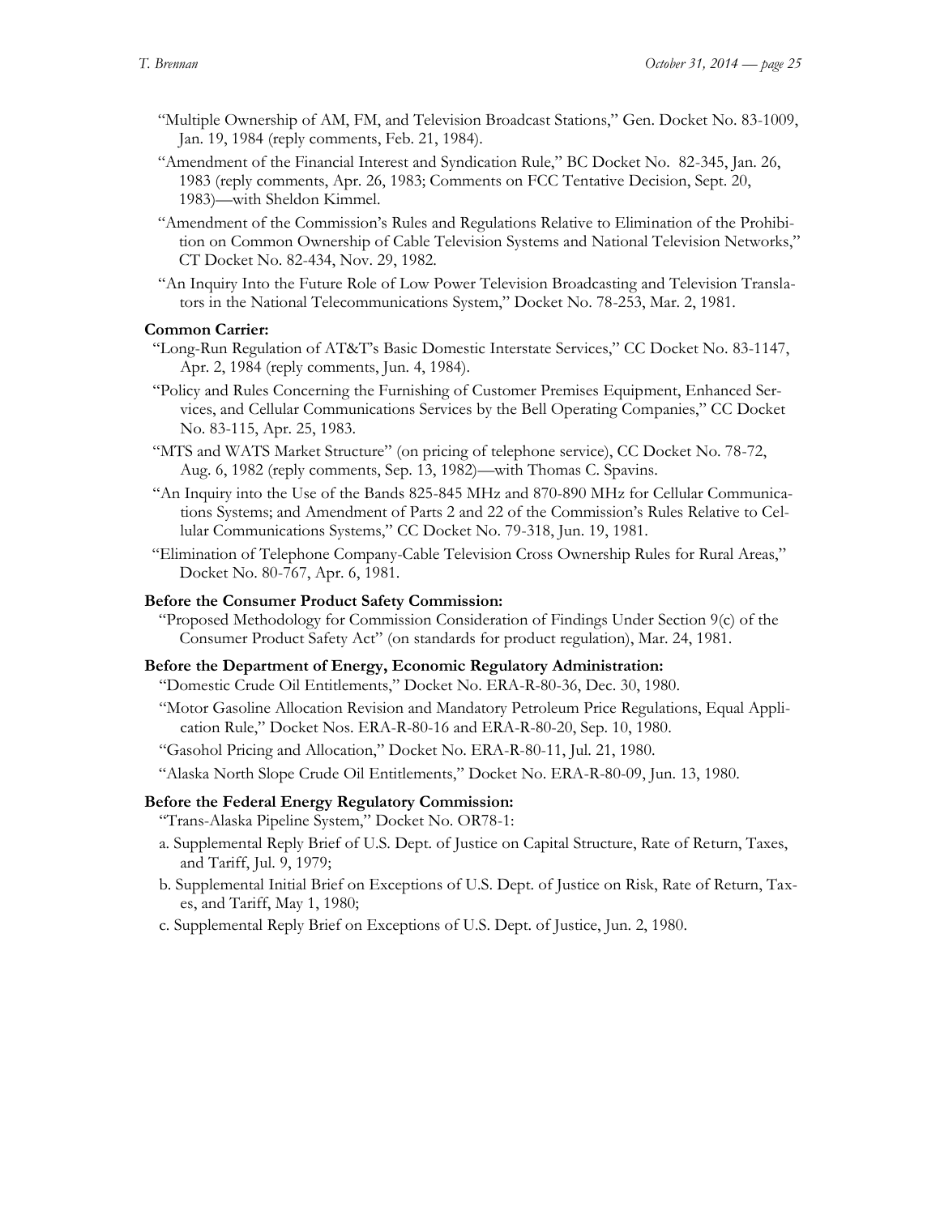"Multiple Ownership of AM, FM, and Television Broadcast Stations," Gen. Docket No. 83-1009, Jan. 19, 1984 (reply comments, Feb. 21, 1984).

"Amendment of the Financial Interest and Syndication Rule," BC Docket No. 82-345, Jan. 26, 1983 (reply comments, Apr. 26, 1983; Comments on FCC Tentative Decision, Sept. 20, 1983)—with Sheldon Kimmel.

"Amendment of the Commission's Rules and Regulations Relative to Elimination of the Prohibition on Common Ownership of Cable Television Systems and National Television Networks," CT Docket No. 82-434, Nov. 29, 1982.

"An Inquiry Into the Future Role of Low Power Television Broadcasting and Television Translators in the National Telecommunications System," Docket No. 78-253, Mar. 2, 1981.

**Common Carrier:**

"Long-Run Regulation of AT&T's Basic Domestic Interstate Services," CC Docket No. 83-1147, Apr. 2, 1984 (reply comments, Jun. 4, 1984).

"Policy and Rules Concerning the Furnishing of Customer Premises Equipment, Enhanced Services, and Cellular Communications Services by the Bell Operating Companies," CC Docket No. 83-115, Apr. 25, 1983.

"MTS and WATS Market Structure" (on pricing of telephone service), CC Docket No. 78-72, Aug. 6, 1982 (reply comments, Sep. 13, 1982)—with Thomas C. Spavins.

"An Inquiry into the Use of the Bands 825-845 MHz and 870-890 MHz for Cellular Communications Systems; and Amendment of Parts 2 and 22 of the Commission's Rules Relative to Cellular Communications Systems," CC Docket No. 79-318, Jun. 19, 1981.

"Elimination of Telephone Company-Cable Television Cross Ownership Rules for Rural Areas," Docket No. 80-767, Apr. 6, 1981.

**Before the Consumer Product Safety Commission:**

"Proposed Methodology for Commission Consideration of Findings Under Section 9(c) of the Consumer Product Safety Act" (on standards for product regulation), Mar. 24, 1981.

**Before the Department of Energy, Economic Regulatory Administration:**

"Domestic Crude Oil Entitlements," Docket No. ERA-R-80-36, Dec. 30, 1980.

"Motor Gasoline Allocation Revision and Mandatory Petroleum Price Regulations, Equal Application Rule," Docket Nos. ERA-R-80-16 and ERA-R-80-20, Sep. 10, 1980.

"Gasohol Pricing and Allocation," Docket No. ERA-R-80-11, Jul. 21, 1980.

"Alaska North Slope Crude Oil Entitlements," Docket No. ERA-R-80-09, Jun. 13, 1980.

**Before the Federal Energy Regulatory Commission:**

"Trans-Alaska Pipeline System," Docket No. OR78-1:

a. Supplemental Reply Brief of U.S. Dept. of Justice on Capital Structure, Rate of Return, Taxes, and Tariff, Jul. 9, 1979;

b. Supplemental Initial Brief on Exceptions of U.S. Dept. of Justice on Risk, Rate of Return, Taxes, and Tariff, May 1, 1980;

c. Supplemental Reply Brief on Exceptions of U.S. Dept. of Justice, Jun. 2, 1980.